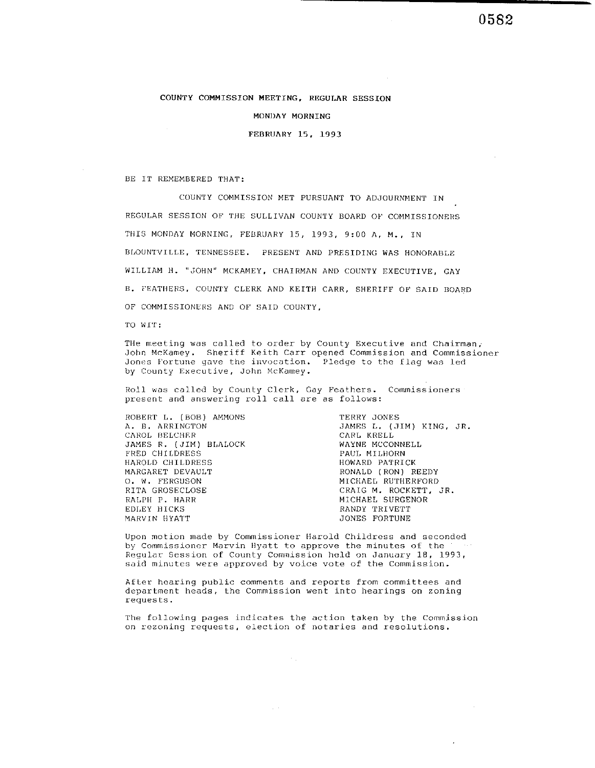# COUNTY COMMISSION MEETING, REGULAR SESSION

MONDAY MORNING

FEBRUARY 15, 1993

BE IT REMEMBERED THAT:

COUNTY COMMISSION MET PURSUANT TO ADJOURNMENT IN REGULAR SESSION OF THE SULLIVAN COUNTY BOARD OF COMMISSIONERS THIS MONDAY MORNING, FEBRUARY 15, 1993, 9:00 A. M., IN BLOUNTVILLE, TENNESSEE. PRESENT AND PRESIDING WAS HONORABLE WILLIAM H. "JOHN" MCKAMEY, CHAIRMAN AND COUNTY EXECUTIVE, GAY B. FEATHERS, COUNTY CLERK AND KEITH CARR, SHERIFF OF SAID BOARD OF COMMISSIONERS AND OF SAID COUNTY,

TO WIT:

THe meeting was called to order by County Executive and Chairman, John McKamey. Sheriff Keith Carr opened Commission and Commissioner Jones Fortune gave the invocation. Pledge to the flag was led by County Executive, John McKamey.

Roll was called by County Clerk, Gay Feathers. Commissioners present and answering roll call are as follows:

ROBERT L. (BOB) AMMONS
A. B. ARRINGTON
CAROL BELCHER
JAMES R. (JIM) BLALOCK
FRED CHILDRESS
HAROLD CHILDRESS
MARGARET DEVAULT
O. W. FERGUSON
RITA GROSECLOSE
RALPH P. HARR
EDLEY HICKS
MARVIN HYATT
TERRY JONES
JAMES L. (JIM) KING, JR.
CARL KRELL
WAYNE MCCONNELL
PAUL MILHORN
HOWARD PATRICK
RONALD (RON) REEDY
MICHAEL RUTHERFORD
CRAIG M. ROCKETT, JR.
MICHAEL SURGENOR
RANDY TRIVETT
JONES FORTUNE

Upon motion made by Commissioner Harold Childress and seconded by Commissioner Marvin Hyatt to approve the minutes of the Regular Session of County Commission held on January 18, 1993, said minutes were approved by voice vote of the Commission.

After hearing public comments and reports from committees and department heads, the Commission went into hearings on zoning requests.

The following pages indicates the action taken by the Commission on rezoning requests, election of notaries and resolutions.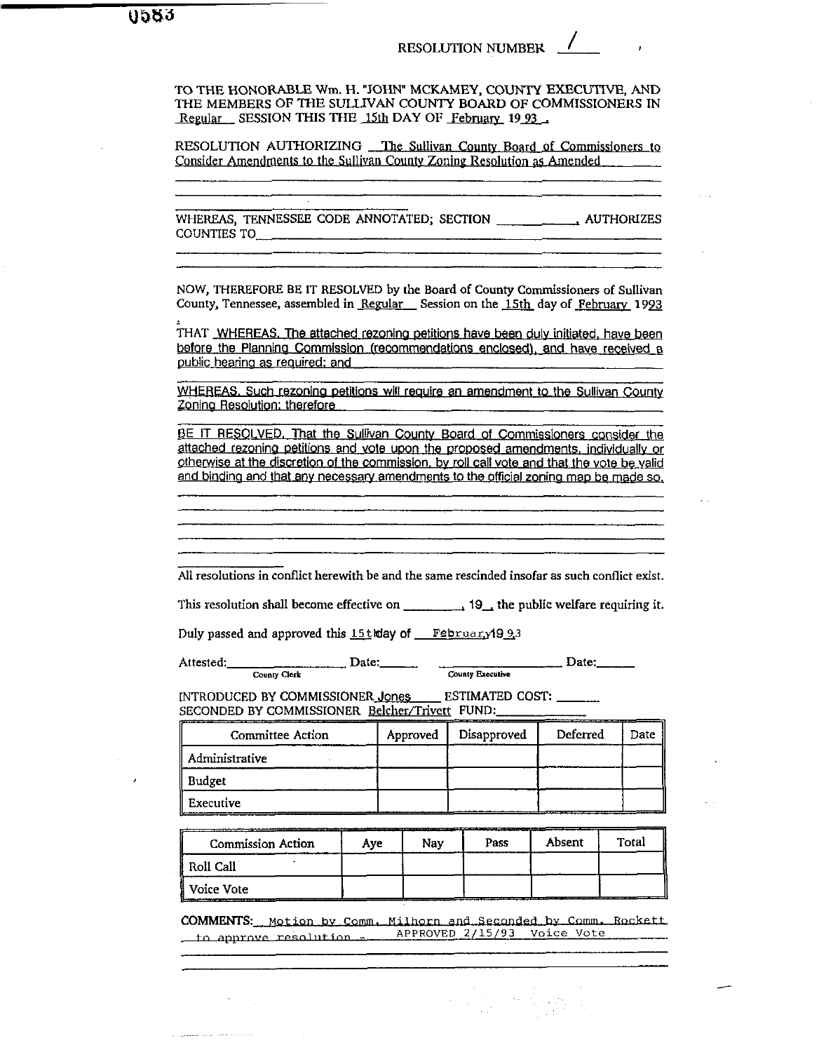0583

RESOLUTION NUMBER 1

TO THE HONORABLE Wm. H. "JOHN" MCKAMEY, COUNTY EXECUTIVE, AND THE MEMBERS OF THE SULLIVAN COUNTY BOARD OF COMMISSIONERS IN Regular SESSION THIS THE 15th DAY OF February 19 93.

RESOLUTION AUTHORIZING The Sullivan County Board of Commissioners to Consider Amendments to the Sullivan County Zoning Resolution as Amended

WHEREAS, TENNESSEE CODE ANNOTATED; SECTION \_\_\_\_\_\_\_\_\_\_, AUTHORIZES COUNTIES TO

NOW, THEREFORE BE IT RESOLVED by the Board of County Commissioners of Sullivan County, Tennessee, assembled in Regular Session on the 15th day of February 1993

THAT WHEREAS, The attached rezoning petitions have been duly initiated, have been before the Planning Commission (recommendations enclosed), and have received a public hearing as required; and

WHEREAS, Such rezoning petitions will require an amendment to the Sullivan County Zoning Resolution; therefore

BE IT RESOLVED, That the Sullivan County Board of Commissioners consider the attached rezoning petitions and vote upon the proposed amendments, individually or otherwise at the discretion of the commission, by roll call vote and that the vote be valid and binding and that any necessary amendments to the official zoning map be made so.

All resolutions in conflict herewith be and the same rescinded insofar as such conflict exist.

This resolution shall become effective on \_\_\_\_\_\_\_\_, 19\_\_, the public welfare requiring it.

Duly passed and approved this 15th day of February 1993

Attested: \_\_\_\_\_\_\_\_\_\_ Date: \_\_\_\_\_\_ \_\_\_\_\_\_\_\_\_\_ Date: \_\_\_\_\_\_
County Clerk County Executive

INTRODUCED BY COMMISSIONER Jones ESTIMATED COST: \_\_\_\_\_\_
SECONDED BY COMMISSIONER Belcher/Trivett FUND: \_\_\_\_\_\_

| Committee Action | Approved | Disapproved | Deferred | Date |
|---|---|---|---|---|
| Administrative | | | | |
| Budget | | | | |
| Executive | | | | |

| Commission Action | Aye | Nay | Pass | Absent | Total |
|---|---|---|---|---|---|
| Roll Call | | | | | |
| Voice Vote | | | | | |

COMMENTS: Motion by Comm. Milhorn and Seconded by Comm. Rockett to approve resolution - APPROVED 2/15/93 Voice Vote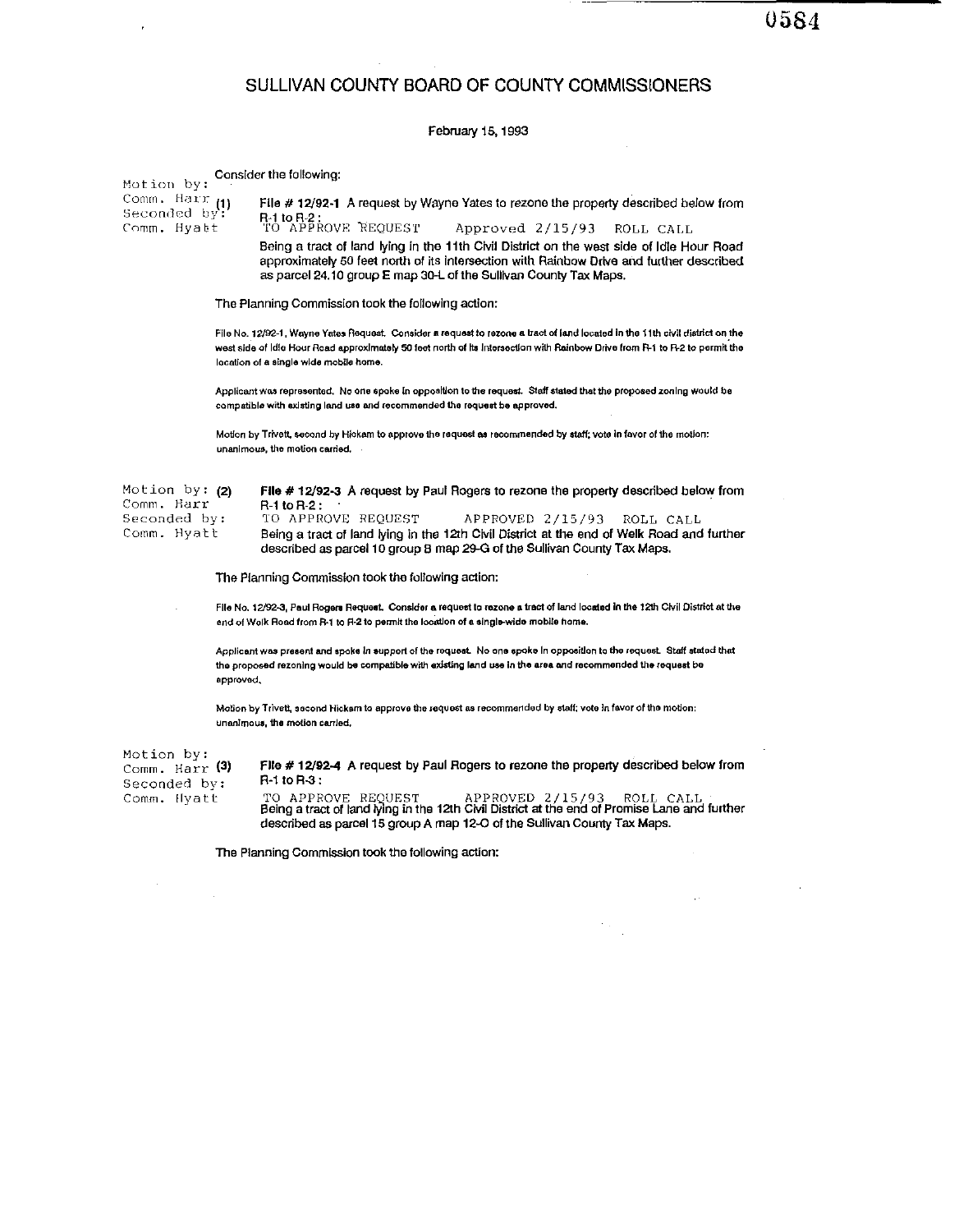# SULLIVAN COUNTY BOARD OF COUNTY COMMISSIONERS

February 15, 1993

Consider the following:

Motion by: Comm. Harr
Seconded by: Comm. Hyatt

**(1)** **File # 12/92-1** A request by Wayne Yates to rezone the property described below from R-1 to R-2 :

TO APPROVE REQUEST   Approved 2/15/93   ROLL CALL

Being a tract of land lying in the 11th Civil District on the west side of Idle Hour Road approximately 50 feet north of its intersection with Rainbow Drive and further described as parcel 24.10 group E map 30-L of the Sullivan County Tax Maps.

The Planning Commission took the following action:

File No. 12/92-1, Wayne Yates Request. Consider a request to rezone a tract of land located in the 11th civil district on the west side of Idle Hour Road approximately 50 feet north of its intersection with Rainbow Drive from R-1 to R-2 to permit the location of a single wide mobile home.

Applicant was represented. No one spoke in opposition to the request. Staff stated that the proposed zoning would be compatible with existing land use and recommended the request be approved.

Motion by Trivett, second by Hickam to approve the request as recommended by staff; vote in favor of the motion: unanimous, the motion carried.

Motion by: Comm. Harr
Seconded by: Comm. Hyatt

**(2)** **File # 12/92-3** A request by Paul Rogers to rezone the property described below from R-1 to R-2 :

TO APPROVE REQUEST   APPROVED 2/15/93   ROLL CALL

Being a tract of land lying in the 12th Civil District at the end of Welk Road and further described as parcel 10 group B map 29-G of the Sullivan County Tax Maps.

The Planning Commission took the following action:

File No. 12/92-3, Paul Rogers Request. Consider a request to rezone a tract of land located in the 12th Civil District at the end of Welk Road from R-1 to R-2 to permit the location of a single-wide mobile home.

Applicant was present and spoke in support of the request. No one spoke in opposition to the request. Staff stated that the proposed rezoning would be compatible with existing land use in the area and recommended the request be approved.

Motion by Trivett, second Hickam to approve the request as recommended by staff; vote in favor of the motion: unanimous, the motion carried.

Motion by: Comm. Harr
Seconded by: Comm. Hyatt

**(3)** **File # 12/92-4** A request by Paul Rogers to rezone the property described below from R-1 to R-3 :

TO APPROVE REQUEST   APPROVED 2/15/93   ROLL CALL

Being a tract of land lying in the 12th Civil District at the end of Promise Lane and further described as parcel 15 group A map 12-O of the Sullivan County Tax Maps.

The Planning Commission took the following action: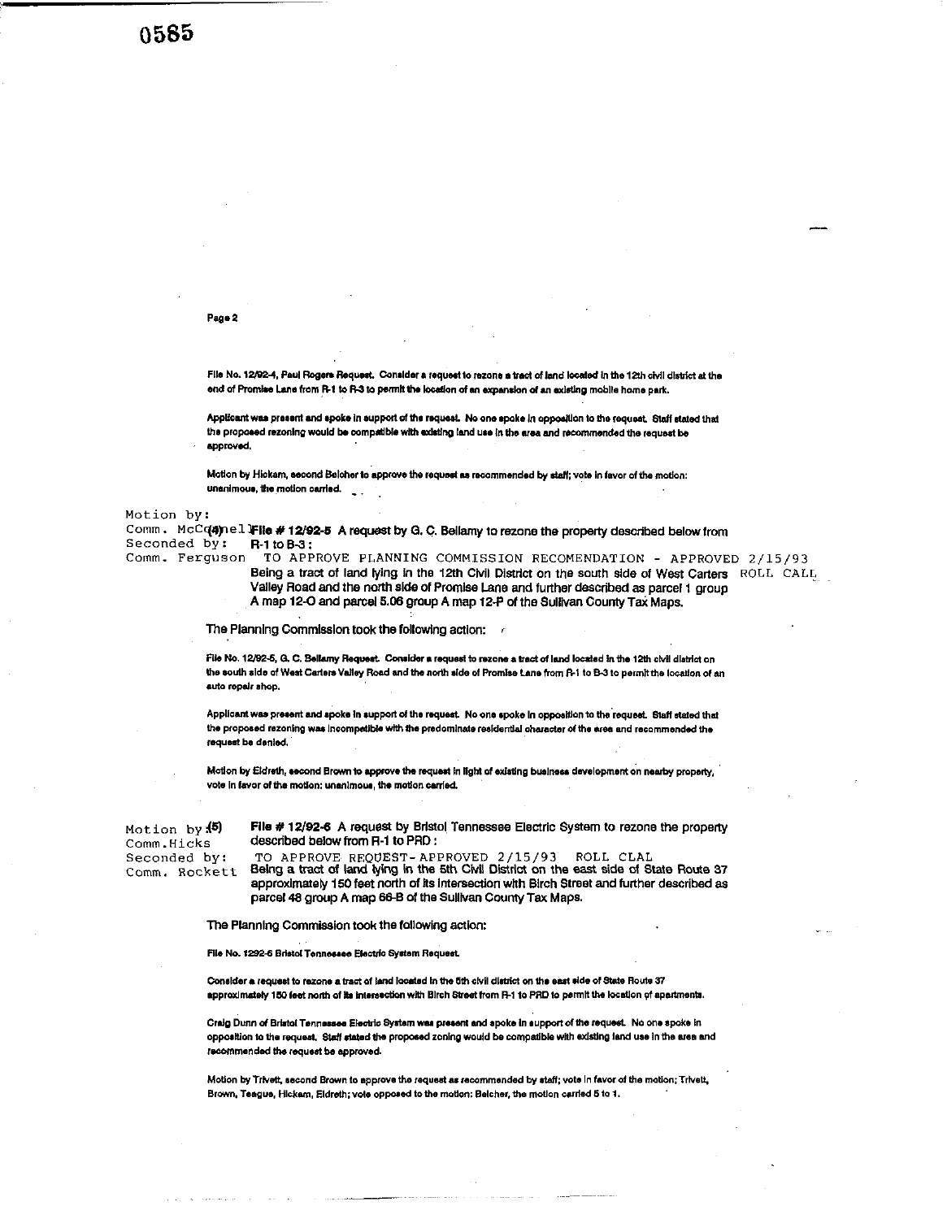Page 2

File No. 12/92-4, Paul Rogers Request. Consider a request to rezone a tract of land located in the 12th civil district at the end of Promise Lane from R-1 to R-3 to permit the location of an expansion of an existing mobile home park.

Applicant was present and spoke in support of the request. No one spoke in opposition to the request. Staff stated that the proposed rezoning would be compatible with existing land use in the area and recommended the request be approved.

Motion by Hickam, second Belcher to approve the request as recommended by staff; vote in favor of the motion: unanimous, the motion carried.

Motion by:
Comm. McConnel
Seconded by:
Comm. Ferguson

**(4) File # 12/92-5** A request by G. C. Bellamy to rezone the property described below from R-1 to B-3 :

TO APPROVE PLANNING COMMISSION RECOMENDATION - APPROVED 2/15/93 ROLL CALL

Being a tract of land lying in the 12th Civil District on the south side of West Carters Valley Road and the north side of Promise Lane and further described as parcel 1 group A map 12-O and parcel 5.06 group A map 12-P of the Sullivan County Tax Maps.

The Planning Commission took the following action:

File No. 12/92-5, G. C. Bellamy Request. Consider a request to rezone a tract of land located in the 12th civil district on the south side of West Carters Valley Road and the north side of Promise Lane from R-1 to B-3 to permit the location of an auto repair shop.

Applicant was present and spoke in support of the request. No one spoke in opposition to the request. Staff stated that the proposed rezoning was incompatible with the predominate residential character of the area and recommended the request be denied.

Motion by Eldreth, second Brown to approve the request in light of existing business development on nearby property, vote in favor of the motion: unanimous, the motion carried.

Motion by
Comm.Hicks
Seconded by:
Comm. Rockett

**(5) File # 12/92-6** A request by Bristol Tennessee Electric System to rezone the property described below from R-1 to PRD :

TO APPROVE REQUEST-APPROVED 2/15/93 ROLL CLAL

Being a tract of land lying in the 5th Civil District on the east side of State Route 37 approximately 150 feet north of its intersection with Birch Street and further described as parcel 48 group A map 66-B of the Sullivan County Tax Maps.

The Planning Commission took the following action:

File No. 1292-6 Bristol Tennessee Electric System Request.

Consider a request to rezone a tract of land located in the 5th civil district on the east side of State Route 37 approximately 150 feet north of its intersection with Birch Street from R-1 to PRD to permit the location of apartments.

Craig Dunn of Bristol Tennessee Electric System was present and spoke in support of the request. No one spoke in opposition to the request. Staff stated the proposed zoning would be compatible with existing land use in the area and recommended the request be approved.

Motion by Trivett, second Brown to approve the request as recommended by staff; vote in favor of the motion; Trivett, Brown, Teague, Hickam, Eldreth; vote opposed to the motion: Belcher, the motion carried 5 to 1.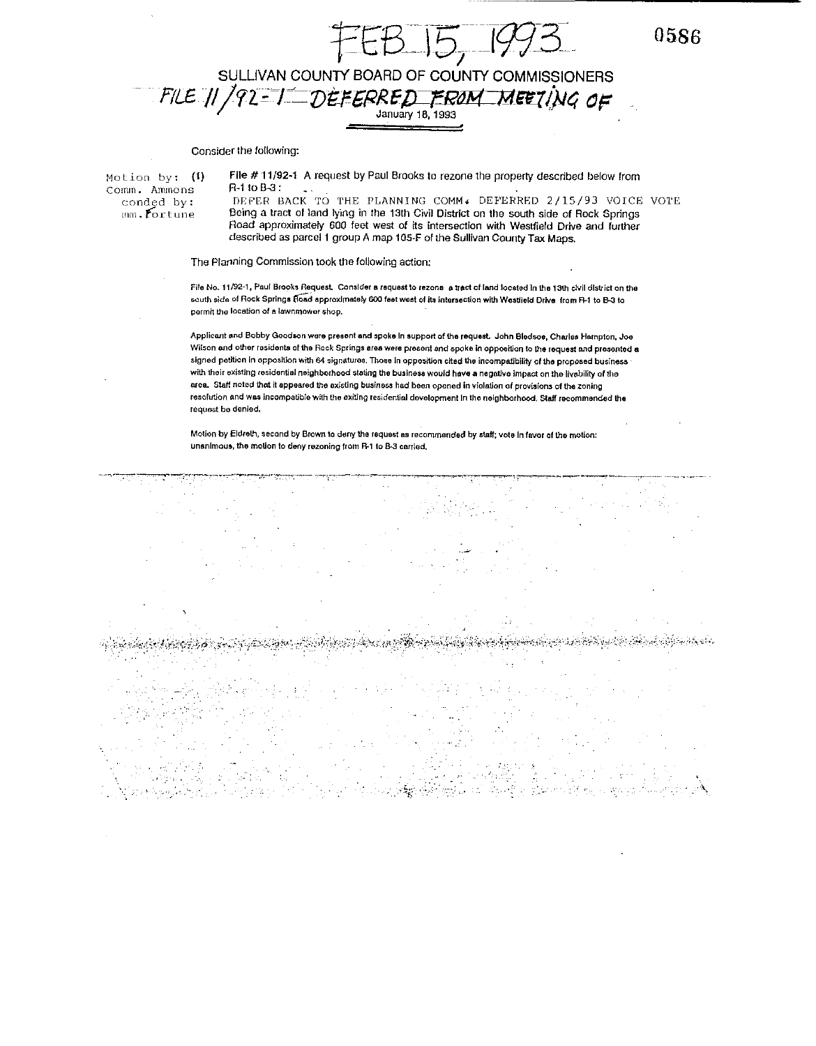FEB 15, 1993

## SULLIVAN COUNTY BOARD OF COUNTY COMMISSIONERS

FILE 11/92-1 DEFERRED FROM MEETING OF January 18, 1993

Consider the following:

Motion by: Comm. Ammons
conded by: mm. Fortune

(1) **File # 11/92-1** A request by Paul Brooks to rezone the property described below from R-1 to B-3:

DEFER BACK TO THE PLANNING COMM. DEFERRED 2/15/93 VOICE VOTE

Being a tract of land lying in the 13th Civil District on the south side of Rock Springs Road approximately 600 feet west of its intersection with Westfield Drive and further described as parcel 1 group A map 105-F of the Sullivan County Tax Maps.

The Planning Commission took the following action:

File No. 11/92-1, Paul Brooks Request. Consider a request to rezone a tract of land located in the 13th civil district on the south side of Rock Springs Road approximately 600 feet west of its intersection with Westfield Drive from R-1 to B-3 to permit the location of a lawnmower shop.

Applicant and Bobby Goodson were present and spoke in support of the request. John Bledsoe, Charles Hampton, Joe Wilson and other residents of the Rock Springs area were present and spoke in opposition to the request and presented a signed petition in opposition with 64 signatures. Those in opposition cited the incompatibility of the proposed business with their existing residential neighborhood stating the business would have a negative impact on the livability of the area. Staff noted that it appeared the existing business had been opened in violation of provisions of the zoning resolution and was incompatible with the exiting residential development in the neighborhood. Staff recommended the request be denied.

Motion by Eldreth, second by Brown to deny the request as recommended by staff; vote in favor of the motion: unanimous, the motion to deny rezoning from R-1 to B-3 carried.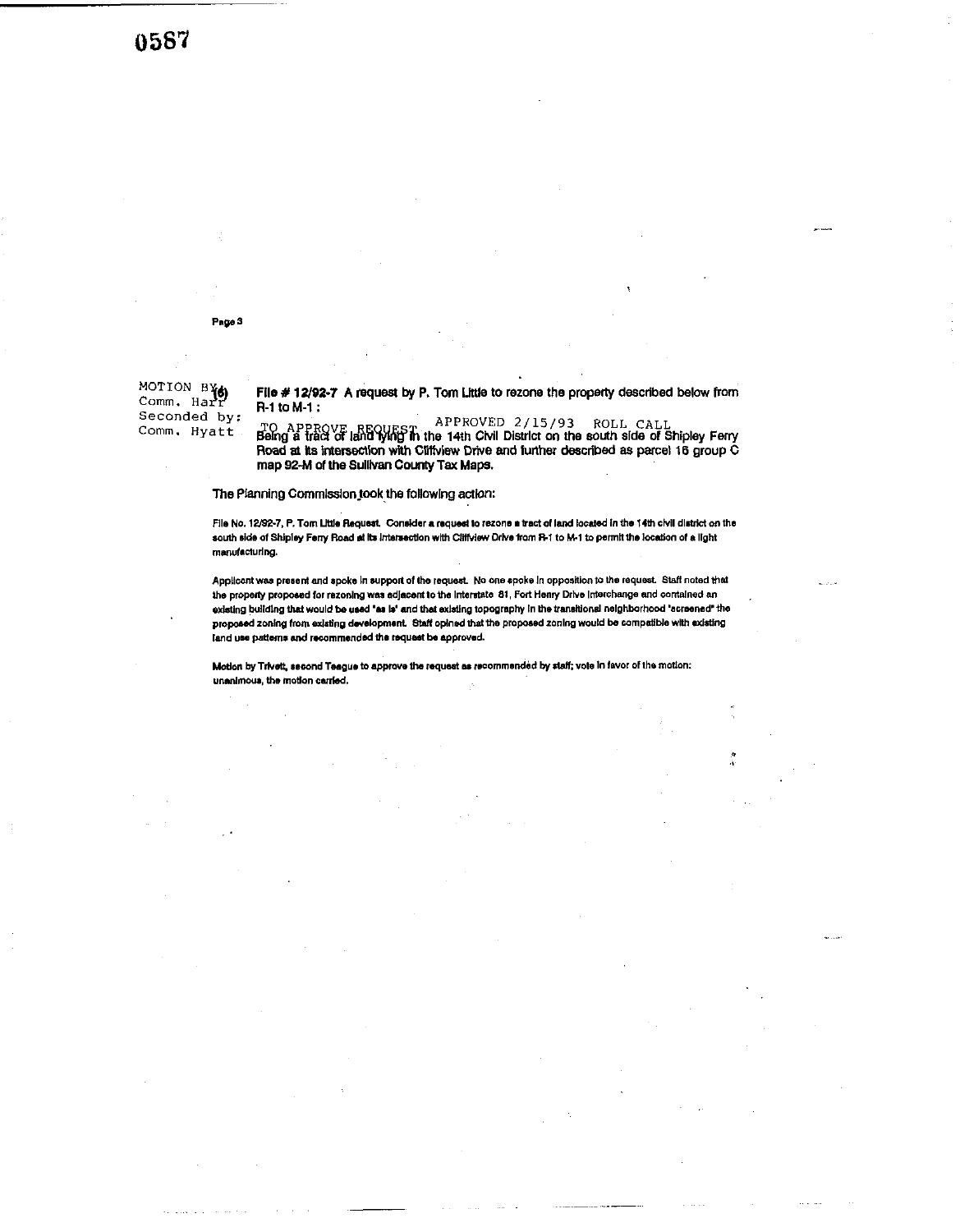0587

Page 3

MOTION BY: (6)
Comm. Harr
Seconded by:
Comm. Hyatt

**File # 12/92-7** A request by P. Tom Little to rezone the property described below from R-1 to M-1 :

TO APPROVE REQUEST    APPROVED 2/15/93    ROLL CALL

Being a tract of land lying in the 14th Civil District on the south side of Shipley Ferry Road at its intersection with Cliffview Drive and further described as parcel 16 group C map 92-M of the Sullivan County Tax Maps.

The Planning Commission took the following action:

File No. 12/92-7, P. Tom Little Request. Consider a request to rezone a tract of land located in the 14th civil district on the south side of Shipley Ferry Road at its intersection with Cliffview Drive from R-1 to M-1 to permit the location of a light manufacturing.

Applicant was present and spoke in support of the request. No one spoke in opposition to the request. Staff noted that the property proposed for rezoning was adjacent to the Interstate 81, Fort Henry Drive Interchange and contained an existing building that would be used "as is" and that existing topography in the transitional neighborhood "screened" the proposed zoning from existing development. Staff opined that the proposed zoning would be compatible with existing land use patterns and recommended the request be approved.

Motion by Trivett, second Teague to approve the request as recommended by staff; vote in favor of the motion: unanimous, the motion carried.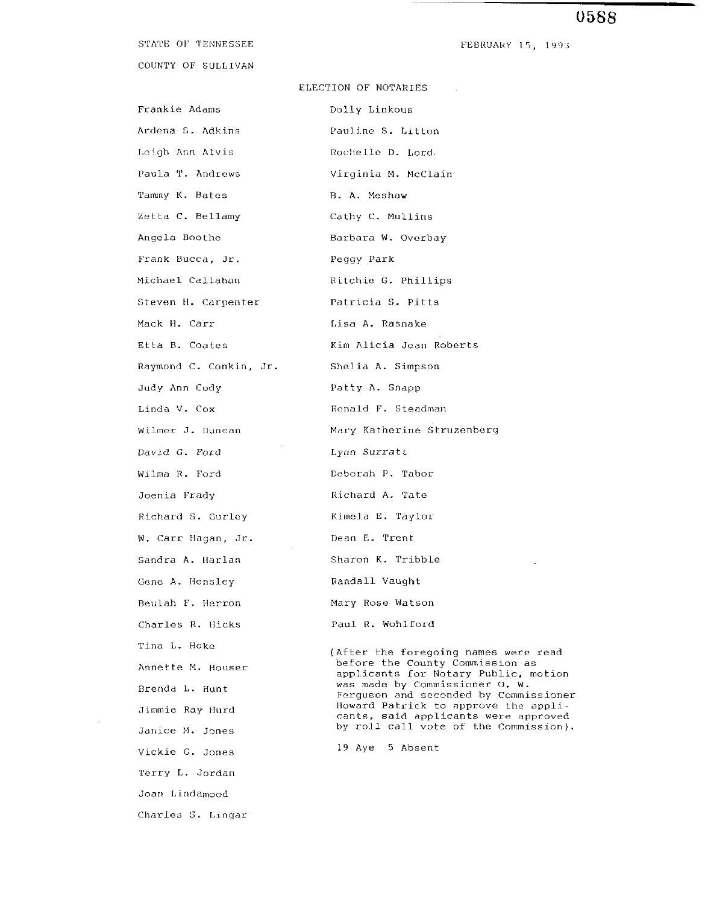STATE OF TENNESSEE

COUNTY OF SULLIVAN

FEBRUARY 15, 1993

## ELECTION OF NOTARIES

Frankie Adams
Ardena S. Adkins
Leigh Ann Alvis
Paula T. Andrews
Tammy K. Bates
Zetta C. Bellamy
Angela Boothe
Frank Bucca, Jr.
Michael Callahan
Steven H. Carpenter
Mack H. Carr
Etta B. Coates
Raymond C. Conkin, Jr.
Judy Ann Cody
Linda V. Cox
Wilmer J. Duncan
David G. Ford
Wilma R. Ford
Joenia Frady
Richard S. Gurley
W. Carr Hagan, Jr.
Sandra A. Harlan
Gene A. Hensley
Beulah F. Herron
Charles R. Hicks
Tina L. Hoke
Annette M. Houser
Brenda L. Hunt
Jimmie Ray Hurd
Janice M. Jones
Vickie G. Jones
Terry L. Jordan
Joan Lindamood
Charles S. Lingar
Dolly Linkous
Pauline S. Litton
Rochelle D. Lord
Virginia M. McClain
B. A. Meshaw
Cathy C. Mullins
Barbara W. Overbay
Peggy Park
Ritchie G. Phillips
Patricia S. Pitts
Lisa A. Rasnake
Kim Alicia Jean Roberts
Shelia A. Simpson
Patty A. Snapp
Ronald F. Steadman
Mary Katherine Struzenberg
Lynn Surratt
Deborah P. Tabor
Richard A. Tate
Kimela E. Taylor
Dean E. Trent
Sharon K. Tribble
Randall Vaught
Mary Rose Watson
Paul R. Wohlford

(After the foregoing names were read before the County Commission as applicants for Notary Public, motion was made by Commissioner O. W. Ferguson and seconded by Commissioner Howard Patrick to approve the applicants, said applicants were approved by roll call vote of the Commission).

19 Aye 5 Absent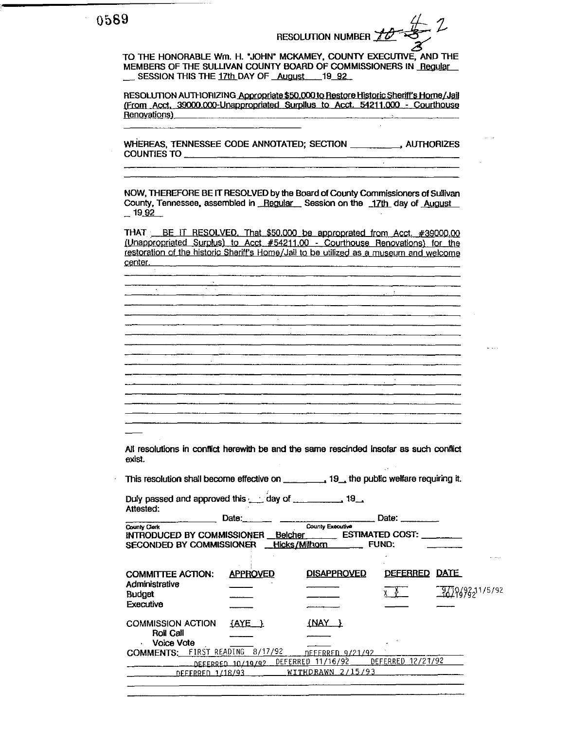0569

RESOLUTION NUMBER ~~10~~ ~~3~~ 4 2
3

TO THE HONORABLE Wm. H. "JOHN" MCKAMEY, COUNTY EXECUTIVE, AND THE MEMBERS OF THE SULLIVAN COUNTY BOARD OF COMMISSIONERS IN Regular SESSION THIS THE 17th DAY OF August 19 92

RESOLUTION AUTHORIZING Appropriate $50,000 to Restore Historic Sheriff's Home/Jail (From Acct. 39000.000-Unappropriated Surplus to Acct. 54211.000 - Courthouse Renovations)

WHEREAS, TENNESSEE CODE ANNOTATED; SECTION \_\_\_\_\_\_\_\_\_\_, AUTHORIZES COUNTIES TO \_\_\_\_\_\_\_\_\_\_

NOW, THEREFORE BE IT RESOLVED by the Board of County Commissioners of Sullivan County, Tennessee, assembled in Regular Session on the 17th day of August 19 92

THAT BE IT RESOLVED, That $50,000 be approprated from Acct. #39000.00 (Unappropriated Surplus) to Acct #54211.00 - Courthouse Renovations) for the restoration of the historic Sheriff's Home/Jail to be utilized as a museum and welcome center.

All resolutions in conflict herewith be and the same rescinded insofar as such conflict exist.

This resolution shall become effective on \_\_\_\_\_\_\_\_, 19\_\_, the public welfare requiring it.

Duly passed and approved this \_\_\_ day of \_\_\_\_\_\_\_\_\_\_, 19\_\_.

Attested:

\_\_\_\_\_\_\_\_\_\_ Date: \_\_\_\_\_\_ \_\_\_\_\_\_\_\_\_\_ Date: \_\_\_\_\_\_

County Clerk — County Executive

INTRODUCED BY COMMISSIONER Belcher ESTIMATED COST: \_\_\_\_\_\_\_\_

SECONDED BY COMMISSIONER Hicks/Milhorn FUND: \_\_\_\_\_\_\_\_

| COMMITTEE ACTION: | APPROVED | DISAPPROVED | DEFERRED | DATE |
|---|---|---|---|---|
| Administrative | | | | |
| Budget | | | X X | 9/10/92 10/19/92 11/5/92 |
| Executive | | | | |

| COMMISSION ACTION | (AYE) | (NAY) |
|---|---|---|
| Roll Call | | |
| Voice Vote | | |

COMMENTS: FIRST READING 8/17/92 DEFERRED 9/21/92 DEFERRED 10/19/92 DEFERRED 11/16/92 DEFERRED 12/21/92 DEFERRED 1/18/93 WITHDRAWN 2/15/93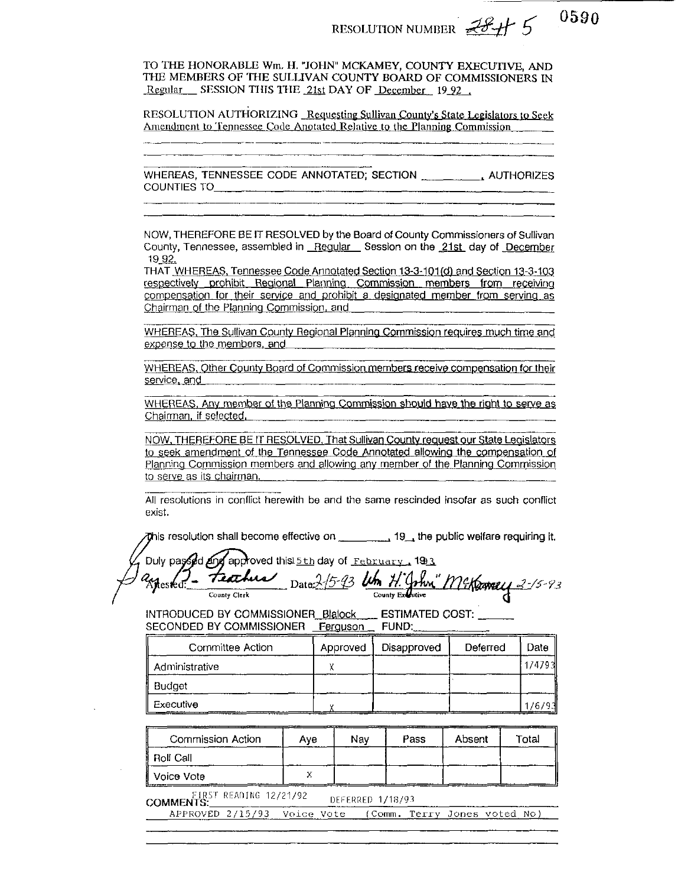RESOLUTION NUMBER ~~28~~ H 5 0590

TO THE HONORABLE Wm. H. "JOHN" MCKAMEY, COUNTY EXECUTIVE, AND THE MEMBERS OF THE SULLIVAN COUNTY BOARD OF COMMISSIONERS IN Regular SESSION THIS THE 21st DAY OF December 19 92 .

RESOLUTION AUTHORIZING Requesting Sullivan County's State Legislators to Seek Amendment to Tennessee Code Anotated Relative to the Planning Commission

WHEREAS, TENNESSEE CODE ANNOTATED; SECTION \_\_\_\_\_\_\_\_\_\_, AUTHORIZES COUNTIES TO\_\_\_\_\_\_\_\_\_\_

NOW, THEREFORE BE IT RESOLVED by the Board of County Commissioners of Sullivan County, Tennessee, assembled in Regular Session on the 21st day of December 19 92.

THAT WHEREAS, Tennessee Code Annotated Section 13-3-101(d) and Section 13-3-103 respectively prohibit Regional Planning Commission members from receiving compensation for their service and prohibit a designated member from serving as Chairman of the Planning Commission, and

WHEREAS, The Sullivan County Regional Planning Commission requires much time and expense to the members, and

WHEREAS, Other County Board of Commission members receive compensation for their service, and

WHEREAS, Any member of the Planning Commission should have the right to serve as Chairman, if selected.

NOW, THEREFORE BE IT RESOLVED, That Sullivan County request our State Legislators to seek amendment of the Tennessee Code Annotated allowing the compensation of Planning Commission members and allowing any member of the Planning Commission to serve as its chairman.

All resolutions in conflict herewith be and the same rescinded insofar as such conflict exist.

This resolution shall become effective on \_\_\_\_\_\_\_\_, 19\_\_, the public welfare requiring it.

Duly passed and approved this 15th day of February, 1993

Attested: [signature] County Clerk Date: 2/5-93 [signature: Wm H. "John" McKamey] County Executive 2-15-93

INTRODUCED BY COMMISSIONER Blalock ESTIMATED COST: \_\_\_\_\_\_
SECONDED BY COMMISSIONER Ferguson FUND:\_\_\_\_\_\_\_\_\_\_

| Committee Action | Approved | Disapproved | Deferred | Date |
|---|---|---|---|---|
| Administrative | X | | | 1/4/93 |
| Budget | | | | |
| Executive | X | | | 1/6/93 |

| Commission Action | Aye | Nay | Pass | Absent | Total |
|---|---|---|---|---|---|
| Roll Call | | | | | |
| Voice Vote | X | | | | |

COMMENTS: FIRST READING 12/21/92 DEFERRED 1/18/93
APPROVED 2/15/93 Voice Vote (Comm. Terry Jones voted No)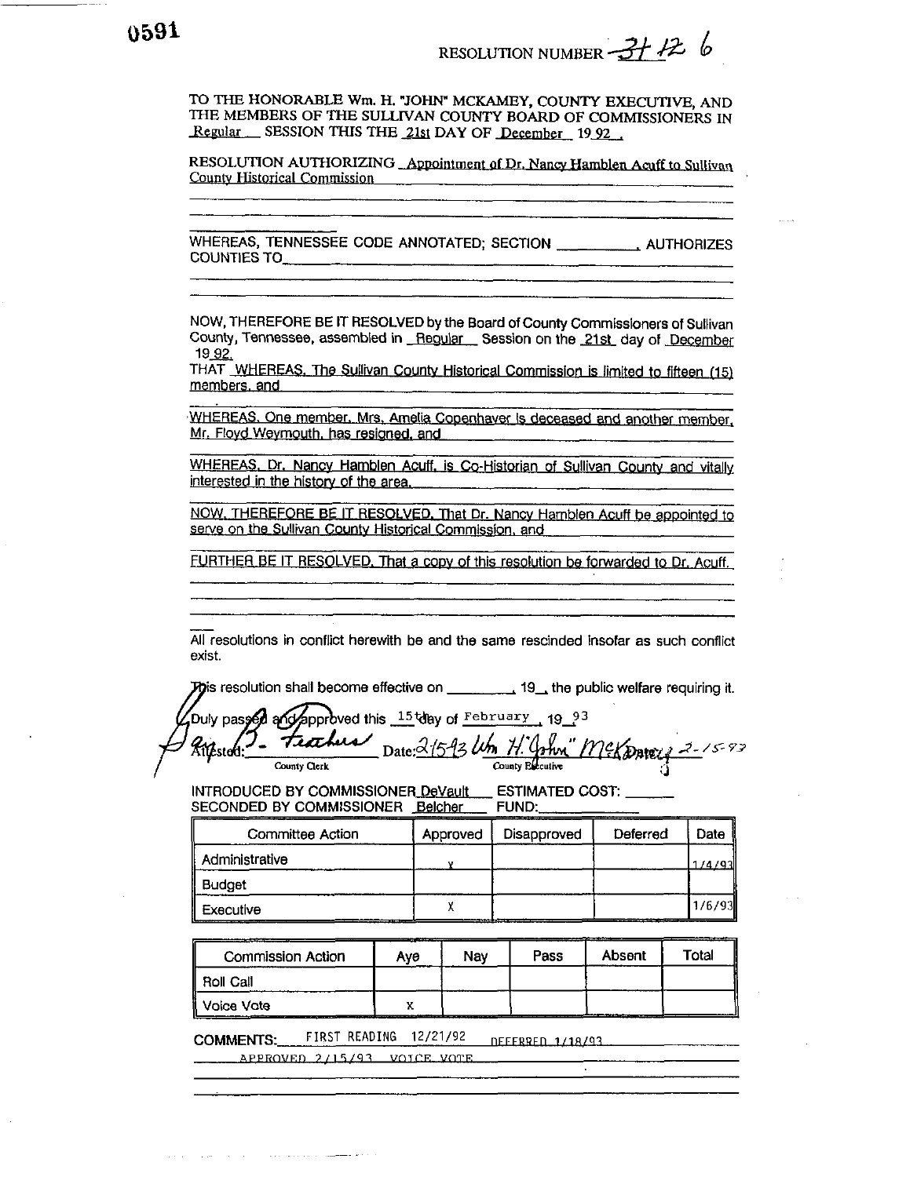0591

RESOLUTION NUMBER 31-12-6

TO THE HONORABLE Wm. H. "JOHN" MCKAMEY, COUNTY EXECUTIVE, AND THE MEMBERS OF THE SULLIVAN COUNTY BOARD OF COMMISSIONERS IN Regular SESSION THIS THE 21st DAY OF December 19 92 .

RESOLUTION AUTHORIZING Appointment of Dr. Nancy Hamblen Acuff to Sullivan County Historical Commission

WHEREAS, TENNESSEE CODE ANNOTATED; SECTION __________ AUTHORIZES COUNTIES TO

NOW, THEREFORE BE IT RESOLVED by the Board of County Commissioners of Sullivan County, Tennessee, assembled in Regular Session on the 21st day of December 19 92.

THAT WHEREAS, The Sullivan County Historical Commission is limited to fifteen (15) members, and

WHEREAS, One member, Mrs. Amelia Copenhaver is deceased and another member, Mr. Floyd Weymouth, has resigned, and

WHEREAS, Dr. Nancy Hamblen Acuff, is Co-Historian of Sullivan County and vitally interested in the history of the area.

NOW, THEREFORE BE IT RESOLVED, That Dr. Nancy Hamblen Acuff be appointed to serve on the Sullivan County Historical Commission, and

FURTHER BE IT RESOLVED, That a copy of this resolution be forwarded to Dr. Acuff.

All resolutions in conflict herewith be and the same rescinded insofar as such conflict exist.

This resolution shall become effective on ________, 19__, the public welfare requiring it.

Duly passed and approved this 15th day of February , 19 93

Attested: B. Feathers Date: 2-15-93 Wm. H. "John" McKamey Date: 2-15-93
County Clerk County Executive

INTRODUCED BY COMMISSIONER DeVault ESTIMATED COST: ______
SECONDED BY COMMISSIONER Belcher FUND: ______

| Committee Action | Approved | Disapproved | Deferred | Date |
|---|---|---|---|---|
| Administrative | X | | | 1/4/93 |
| Budget | | | | |
| Executive | X | | | 1/6/93 |

| Commission Action | Aye | Nay | Pass | Absent | Total |
|---|---|---|---|---|---|
| Roll Call | | | | | |
| Voice Vote | X | | | | |

**COMMENTS:** FIRST READING 12/21/92 DEFERRED 1/18/93
APPROVED 2/15/93 VOICE VOTE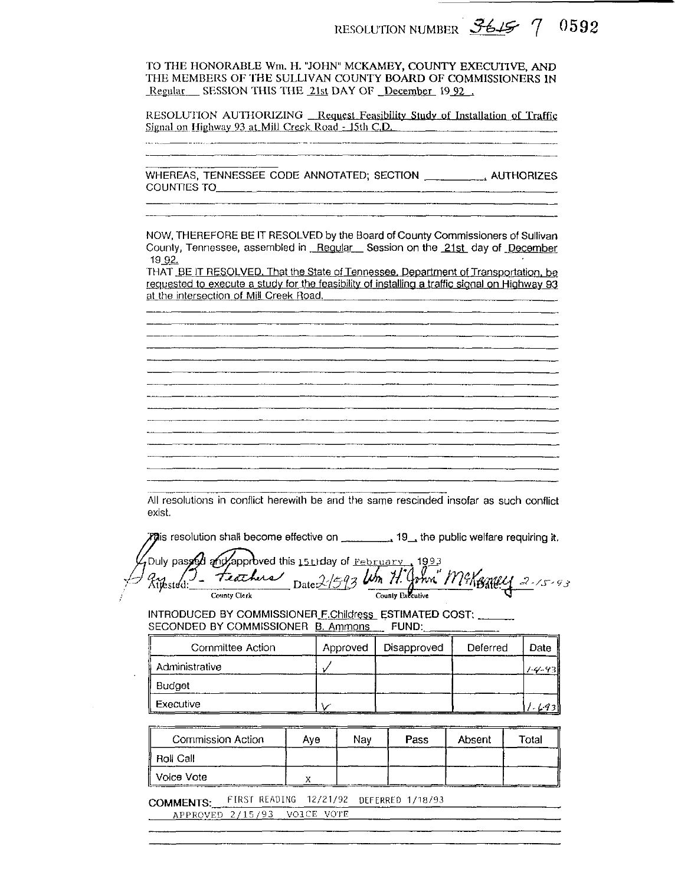RESOLUTION NUMBER 3615 7 0592

TO THE HONORABLE Wm. H. "JOHN" MCKAMEY, COUNTY EXECUTIVE, AND THE MEMBERS OF THE SULLIVAN COUNTY BOARD OF COMMISSIONERS IN Regular SESSION THIS THE 21st DAY OF December 19 92 .

RESOLUTION AUTHORIZING Request Feasibility Study of Installation of Traffic Signal on Highway 93 at Mill Creek Road - 15th C.D.

WHEREAS, TENNESSEE CODE ANNOTATED; SECTION __________, AUTHORIZES COUNTIES TO__________

NOW, THEREFORE BE IT RESOLVED by the Board of County Commissioners of Sullivan County, Tennessee, assembled in Regular Session on the 21st day of December 19 92.

THAT BE IT RESOLVED, That the State of Tennessee, Department of Transportation, be requested to execute a study for the feasibility of installing a traffic signal on Highway 93 at the intersection of Mill Creek Road.

All resolutions in conflict herewith be and the same rescinded insofar as such conflict exist.

This resolution shall become effective on ________, 19__, the public welfare requiring it.

Duly passed and approved this 15th day of February , 1993

Attested: Gary B. Feathers Date: 2/15/93 Wm. H. "John" McKamey Date: 2-15-93
County Clerk County Executive

INTRODUCED BY COMMISSIONER F.Childress ESTIMATED COST: ______
SECONDED BY COMMISSIONER B. Ammons FUND: ______

| Committee Action | Approved | Disapproved | Deferred | Date |
|---|---|---|---|---|
| Administrative | ✓ | | | 1-4-93 |
| Budget | | | | |
| Executive | ✓ | | | 1-6-93 |

| Commission Action | Aye | Nay | Pass | Absent | Total |
|---|---|---|---|---|---|
| Roll Call | | | | | |
| Voice Vote | X | | | | |

COMMENTS: FIRST READING 12/21/92 DEFERRED 1/18/93
APPROVED 2/15/93 VOICE VOTE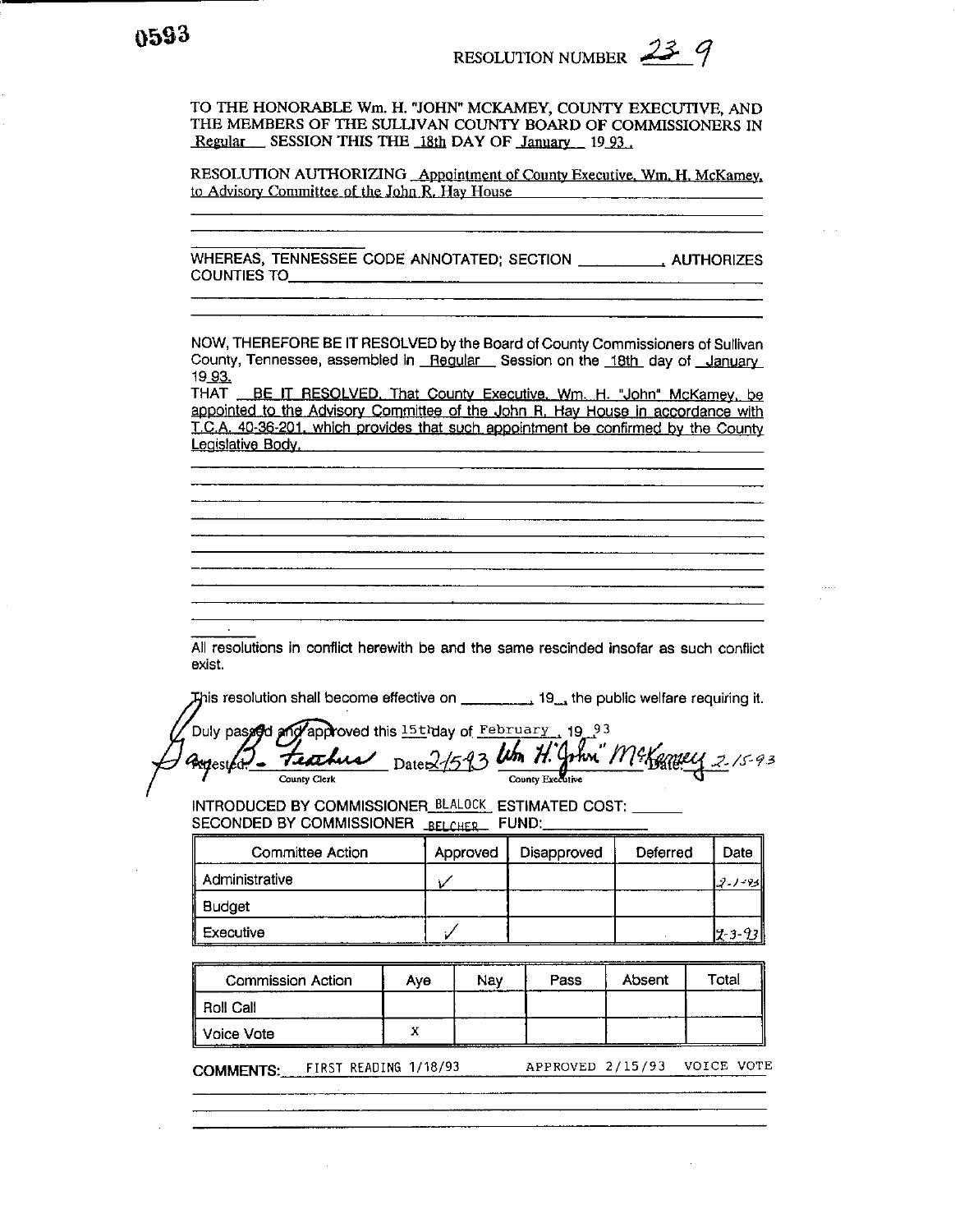0593

RESOLUTION NUMBER 23-9

TO THE HONORABLE Wm. H. "JOHN" MCKAMEY, COUNTY EXECUTIVE, AND THE MEMBERS OF THE SULLIVAN COUNTY BOARD OF COMMISSIONERS IN Regular SESSION THIS THE 18th DAY OF January 19 93.

RESOLUTION AUTHORIZING Appointment of County Executive, Wm. H. McKamey, to Advisory Committee of the John R. Hay House

WHEREAS, TENNESSEE CODE ANNOTATED; SECTION __________, AUTHORIZES COUNTIES TO__________

NOW, THEREFORE BE IT RESOLVED by the Board of County Commissioners of Sullivan County, Tennessee, assembled in Regular Session on the 18th day of January 19 93.

THAT BE IT RESOLVED, That County Executive, Wm. H. "John" McKamey, be appointed to the Advisory Committee of the John R. Hay House in accordance with T.C.A. 40-36-201, which provides that such appointment be confirmed by the County Legislative Body.

All resolutions in conflict herewith be and the same rescinded insofar as such conflict exist.

This resolution shall become effective on __________, 19__, the public welfare requiring it.

Duly passed and approved this 15th day of February, 19 93

Attested: B. Feathers (County Clerk) Date: 2/15/93 Wm H. "John" McKamey (County Executive) Date: 2-15-93

INTRODUCED BY COMMISSIONER BLALOCK ESTIMATED COST: ______
SECONDED BY COMMISSIONER BELCHER FUND: ______

| Committee Action | Approved | Disapproved | Deferred | Date |
|---|---|---|---|---|
| Administrative | ✓ | | | 2-1-93 |
| Budget | | | | |
| Executive | ✓ | | | 2-3-93 |

| Commission Action | Aye | Nay | Pass | Absent | Total |
|---|---|---|---|---|---|
| Roll Call | | | | | |
| Voice Vote | X | | | | |

COMMENTS: FIRST READING 1/18/93 APPROVED 2/15/93 VOICE VOTE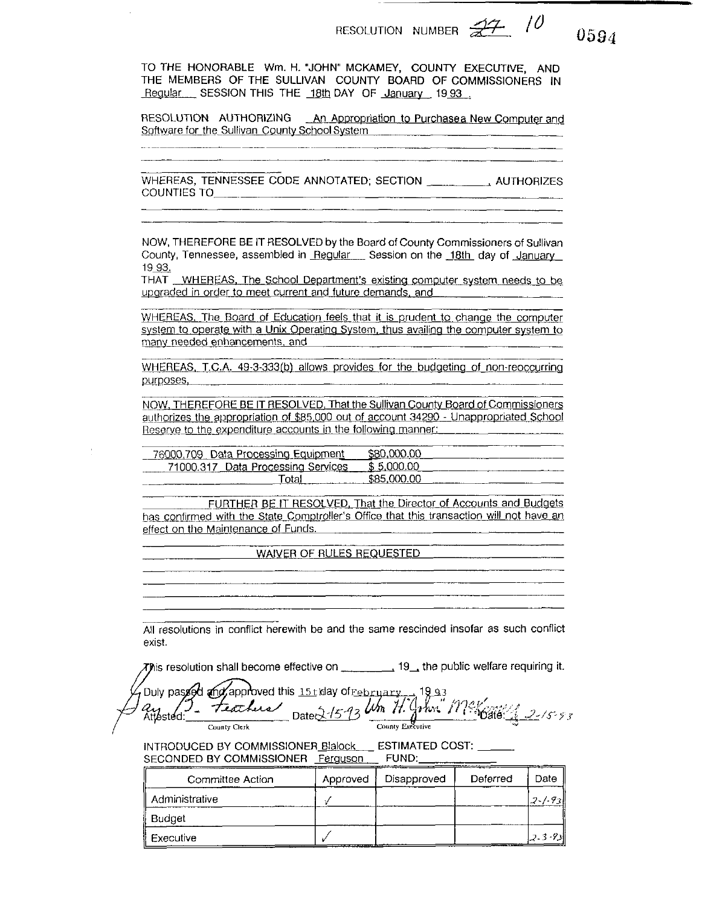RESOLUTION NUMBER ~~27~~ 10

0594

TO THE HONORABLE Wm. H. "JOHN" MCKAMEY, COUNTY EXECUTIVE, AND THE MEMBERS OF THE SULLIVAN COUNTY BOARD OF COMMISSIONERS IN Regular SESSION THIS THE 18th DAY OF January 1993.

RESOLUTION AUTHORIZING An Appropriation to Purchasea New Computer and Software for the Sullivan County School System

WHEREAS, TENNESSEE CODE ANNOTATED; SECTION __________, AUTHORIZES COUNTIES TO

NOW, THEREFORE BE IT RESOLVED by the Board of County Commissioners of Sullivan County, Tennessee, assembled in Regular Session on the 18th day of January 1993.

THAT WHEREAS, The School Department's existing computer system needs to be upgraded in order to meet current and future demands, and

WHEREAS, The Board of Education feels that it is prudent to change the computer system to operate with a Unix Operating System, thus availing the computer system to many needed enhancements, and

WHEREAS, T.C.A. 49-3-333(b) allows provides for the budgeting of non-reoccurring purposes,

NOW, THEREFORE BE IT RESOLVED, That the Sullivan County Board of Commissioners authorizes the appropriation of $85,000 out of account 34290 - Unappropriated School Reserve to the expenditure accounts in the following manner:

| | |
|---|---|
| 76000.709 Data Processing Equipment | $80,000.00 |
| 71000.317 Data Processing Services | $ 5,000.00 |
| Total | $85,000.00 |

FURTHER BE IT RESOLVED, That the Director of Accounts and Budgets has confirmed with the State Comptroller's Office that this transaction will not have an effect on the Maintenance of Funds.

WAIVER OF RULES REQUESTED

All resolutions in conflict herewith be and the same rescinded insofar as such conflict exist.

This resolution shall become effective on ________, 19__, the public welfare requiring it.

Duly passed and approved this 15th day of February, 1993

Attested: Gay B. Feathers Date 2-15-93
County Clerk

Wm H. "John" McKamey Date: 2-15-93
County Executive

INTRODUCED BY COMMISSIONER Blalock ESTIMATED COST: ______
SECONDED BY COMMISSIONER Ferguson FUND: ______

| Committee Action | Approved | Disapproved | Deferred | Date |
|---|---|---|---|---|
| Administrative | ✓ | | | 2-1-93 |
| Budget | | | | |
| Executive | ✓ | | | 2-3-93 |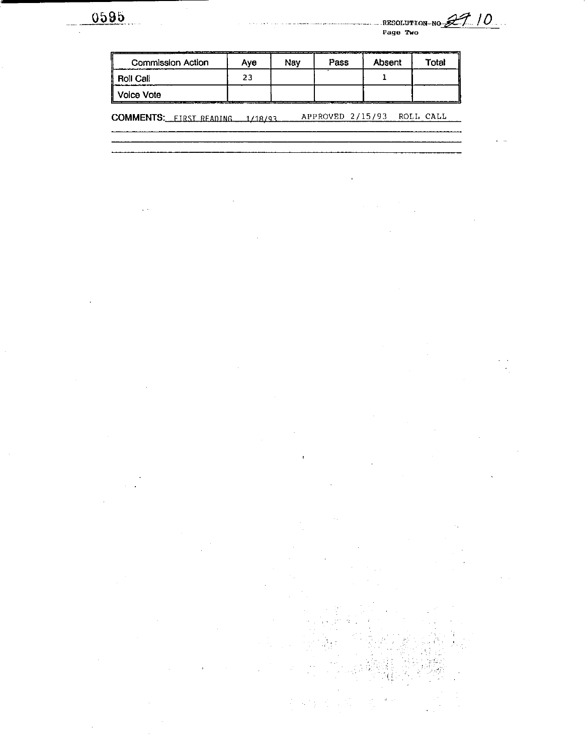0595

RESOLUTION NO 2710
Page Two

| Commission Action | Aye | Nay | Pass | Absent | Total |
|---|---|---|---|---|---|
| Roll Call | 23 | | | 1 | |
| Voice Vote | | | | | |

**COMMENTS:** FIRST READING 1/18/93 APPROVED 2/15/93 ROLL CALL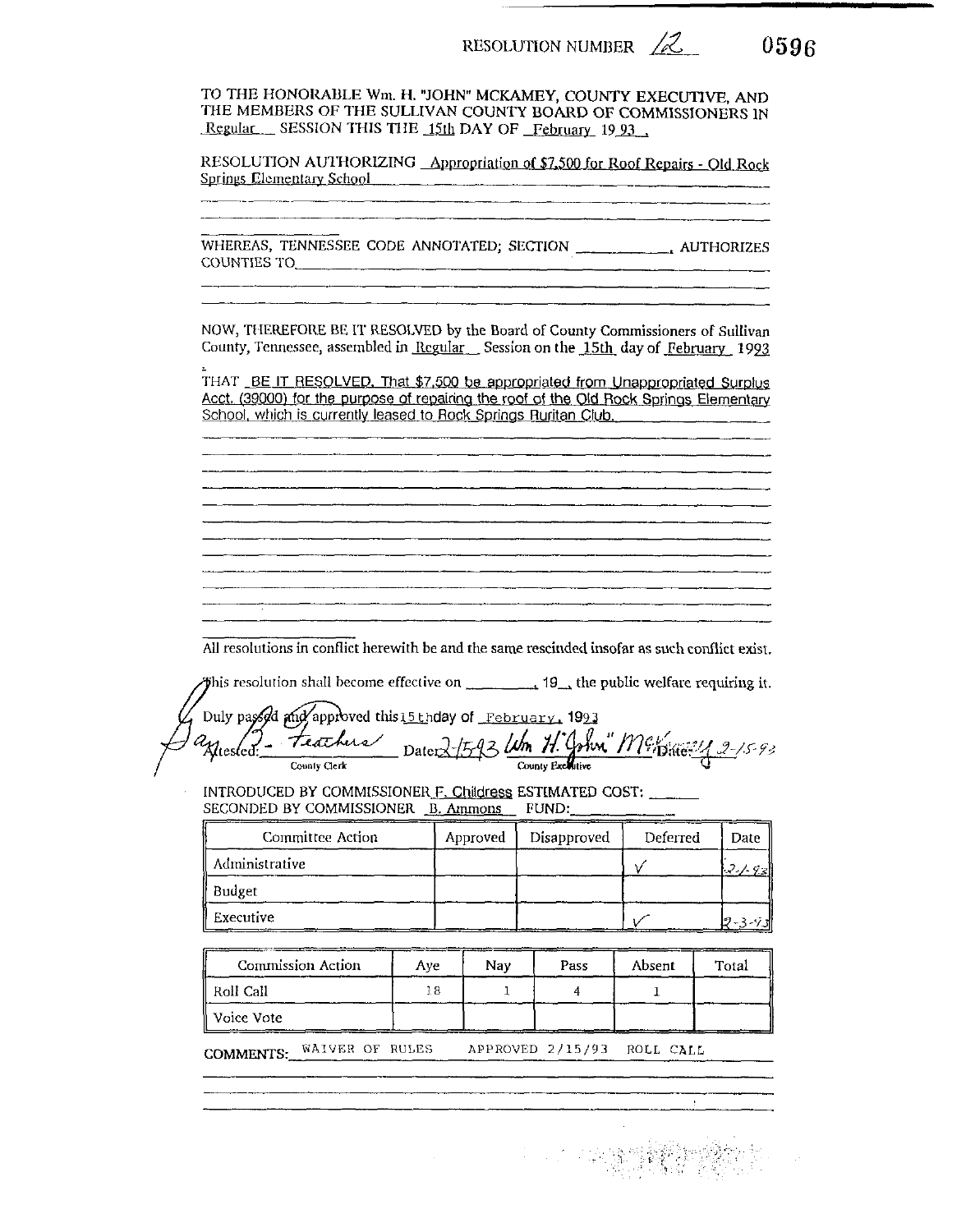RESOLUTION NUMBER 12 0596

TO THE HONORABLE Wm. H. "JOHN" MCKAMEY, COUNTY EXECUTIVE, AND THE MEMBERS OF THE SULLIVAN COUNTY BOARD OF COMMISSIONERS IN Regular SESSION THIS THE 15th DAY OF February 19 93 .

RESOLUTION AUTHORIZING Appropriation of $7,500 for Roof Repairs - Old Rock Springs Elementary School

WHEREAS, TENNESSEE CODE ANNOTATED; SECTION ____________, AUTHORIZES COUNTIES TO ____________

NOW, THEREFORE BE IT RESOLVED by the Board of County Commissioners of Sullivan County, Tennessee, assembled in Regular Session on the 15th day of February 1993

THAT BE IT RESOLVED, That $7,500 be appropriated from Unappropriated Surplus Acct. (39000) for the purpose of repairing the roof of the Old Rock Springs Elementary School, which is currently leased to Rock Springs Ruritan Club.

All resolutions in conflict herewith be and the same rescinded insofar as such conflict exist.

This resolution shall become effective on ________, 19__, the public welfare requiring it.

Duly passed and approved this 15th day of February, 1993

Attested: Gary B. Feathers, County Clerk Date: 2-15-93

Wm. H. "John" McKamey, County Executive Date: 2-15-93

INTRODUCED BY COMMISSIONER F. Childress ESTIMATED COST: ______

SECONDED BY COMMISSIONER B. Ammons FUND: ______

| Committee Action | Approved | Disapproved | Deferred | Date |
|---|---|---|---|---|
| Administrative | | | ✓ | 2-1-93 |
| Budget | | | | |
| Executive | | | ✓ | 2-3-93 |

| Commission Action | Aye | Nay | Pass | Absent | Total |
|---|---|---|---|---|---|
| Roll Call | 18 | 1 | 4 | 1 | |
| Voice Vote | | | | | |

COMMENTS: WAIVER OF RULES APPROVED 2/15/93 ROLL CALL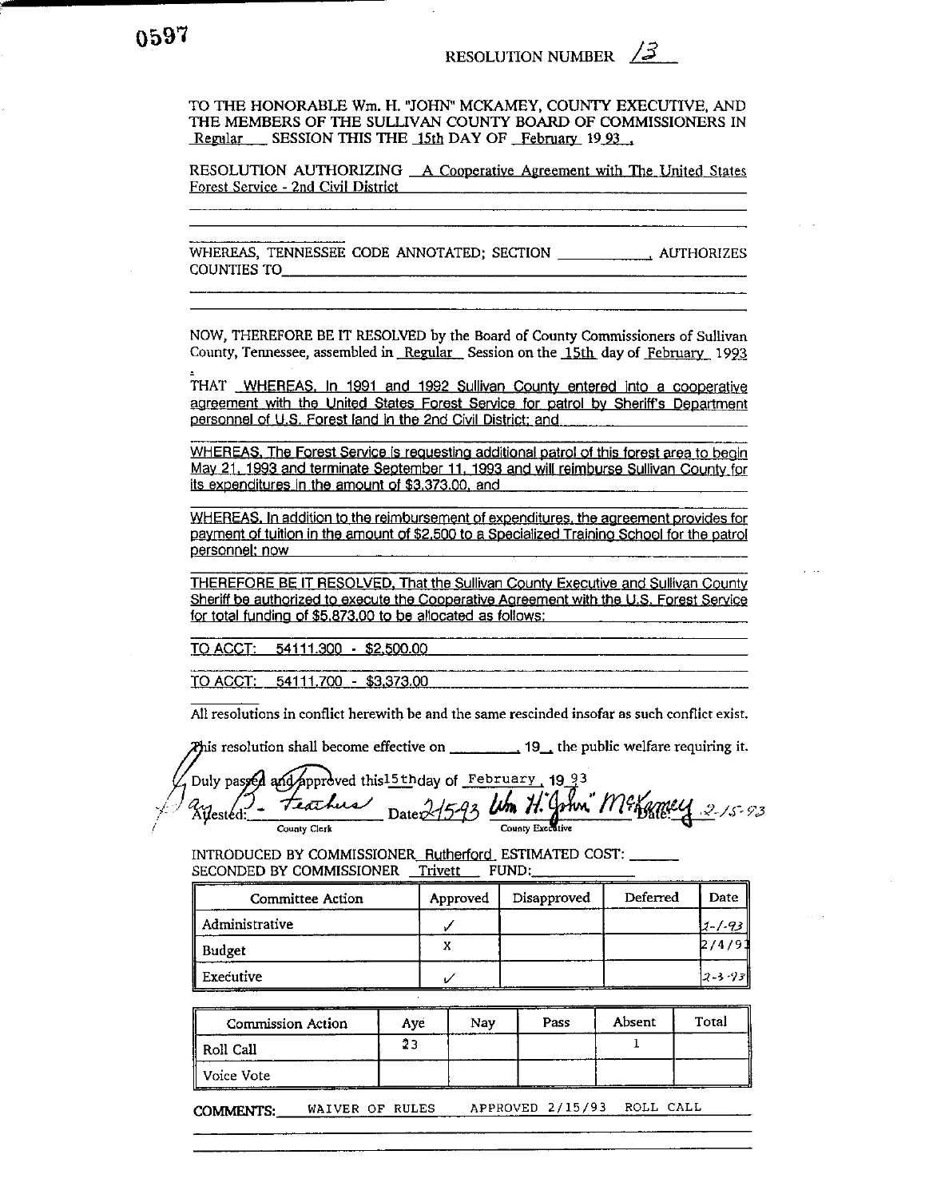0597

RESOLUTION NUMBER 13

TO THE HONORABLE Wm. H. "JOHN" MCKAMEY, COUNTY EXECUTIVE, AND THE MEMBERS OF THE SULLIVAN COUNTY BOARD OF COMMISSIONERS IN Regular SESSION THIS THE 15th DAY OF February 19 93 .

RESOLUTION AUTHORIZING A Cooperative Agreement with The United States Forest Service - 2nd Civil District

WHEREAS, TENNESSEE CODE ANNOTATED; SECTION ____________, AUTHORIZES COUNTIES TO ____________

NOW, THEREFORE BE IT RESOLVED by the Board of County Commissioners of Sullivan County, Tennessee, assembled in Regular Session on the 15th day of February 1993

THAT WHEREAS, In 1991 and 1992 Sullivan County entered into a cooperative agreement with the United States Forest Service for patrol by Sheriff's Department personnel of U.S. Forest land in the 2nd Civil District; and

WHEREAS, The Forest Service is requesting additional patrol of this forest area to begin May 21, 1993 and terminate September 11, 1993 and will reimburse Sullivan County for its expenditures in the amount of $3,373.00, and

WHEREAS, In addition to the reimbursement of expenditures, the agreement provides for payment of tuition in the amount of $2,500 to a Specialized Training School for the patrol personnel; now

THEREFORE BE IT RESOLVED, That the Sullivan County Executive and Sullivan County Sheriff be authorized to execute the Cooperative Agreement with the U.S. Forest Service for total funding of $5,873.00 to be allocated as follows:

TO ACCT: 54111.300 - $2,500.00

TO ACCT: 54111.700 - $3,373.00

All resolutions in conflict herewith be and the same rescinded insofar as such conflict exist.

This resolution shall become effective on ________, 19__, the public welfare requiring it.

Duly passed and approved this 15th day of February, 19 93

Attested: B. Feathers (County Clerk) Date: 2-15-93 Wm H. "John" McKamey (County Executive) Date: 2-15-93

INTRODUCED BY COMMISSIONER Rutherford ESTIMATED COST: ______
SECONDED BY COMMISSIONER Trivett FUND: ______

| Committee Action | Approved | Disapproved | Deferred | Date |
|---|---|---|---|---|
| Administrative | ✓ | | | 2-1-93 |
| Budget | X | | | 2/4/93 |
| Executive | ✓ | | | 2-3-93 |

| Commission Action | Aye | Nay | Pass | Absent | Total |
|---|---|---|---|---|---|
| Roll Call | 23 | | | 1 | |
| Voice Vote | | | | | |

COMMENTS: WAIVER OF RULES APPROVED 2/15/93 ROLL CALL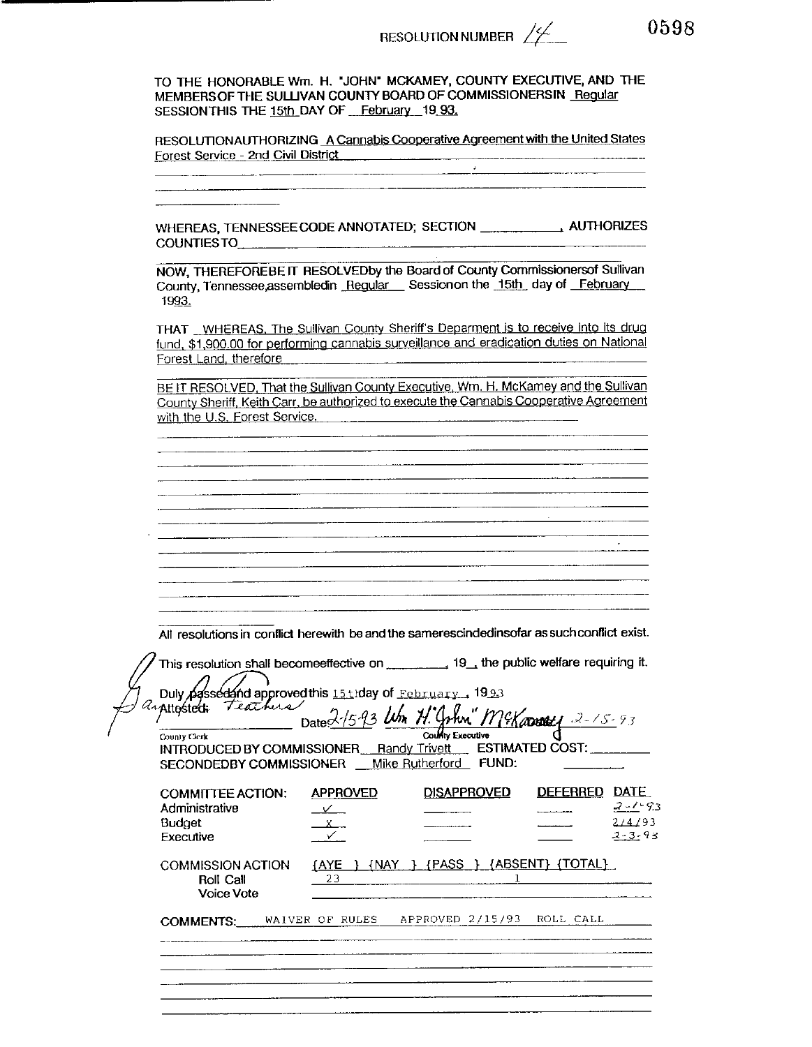RESOLUTION NUMBER 14

0598

TO THE HONORABLE Wm. H. "JOHN" MCKAMEY, COUNTY EXECUTIVE, AND THE MEMBERS OF THE SULLIVAN COUNTY BOARD OF COMMISSIONERS IN Regular SESSION THIS THE 15th DAY OF February 19 93.

RESOLUTION AUTHORIZING A Cannabis Cooperative Agreement with the United States Forest Service - 2nd Civil District

WHEREAS, TENNESSEE CODE ANNOTATED; SECTION __________, AUTHORIZES COUNTIES TO __________

NOW, THEREFORE BE IT RESOLVED by the Board of County Commissioners of Sullivan County, Tennessee, assembled in Regular Session on the 15th day of February 1993.

THAT WHEREAS, The Sullivan County Sheriff's Deparment is to receive into its drug fund, $1,900.00 for performing cannabis surveillance and eradication duties on National Forest Land, therefore

BE IT RESOLVED, That the Sullivan County Executive, Wm. H. McKamey and the Sullivan County Sheriff, Keith Carr, be authorized to execute the Cannabis Cooperative Agreement with the U.S. Forest Service.

All resolutions in conflict herewith be and the same rescinded insofar as such conflict exist.

This resolution shall become effective on __________, 19__, the public welfare requiring it.

Duly passed and approved this 15th day of February, 1993

Attested: Gaynelle Feathers Date 2-15-93 — Wm. H. "John" McKamey 2-15-93

County Clerk — County Executive

INTRODUCED BY COMMISSIONER Randy Trivett ESTIMATED COST: __________

SECONDED BY COMMISSIONER Mike Rutherford FUND: __________

| COMMITTEE ACTION: | APPROVED | DISAPPROVED | DEFERRED | DATE |
|---|---|---|---|---|
| Administrative | ✓ | | | 2-1-93 |
| Budget | X | | | 2/4/93 |
| Executive | ✓ | | | 2-3-93 |

| COMMISSION ACTION | {AYE} | {NAY} | {PASS} | {ABSENT} | {TOTAL} |
|---|---|---|---|---|---|
| Roll Call | 23 | | | 1 | |
| Voice Vote | | | | | |

COMMENTS: WAIVER OF RULES APPROVED 2/15/93 ROLL CALL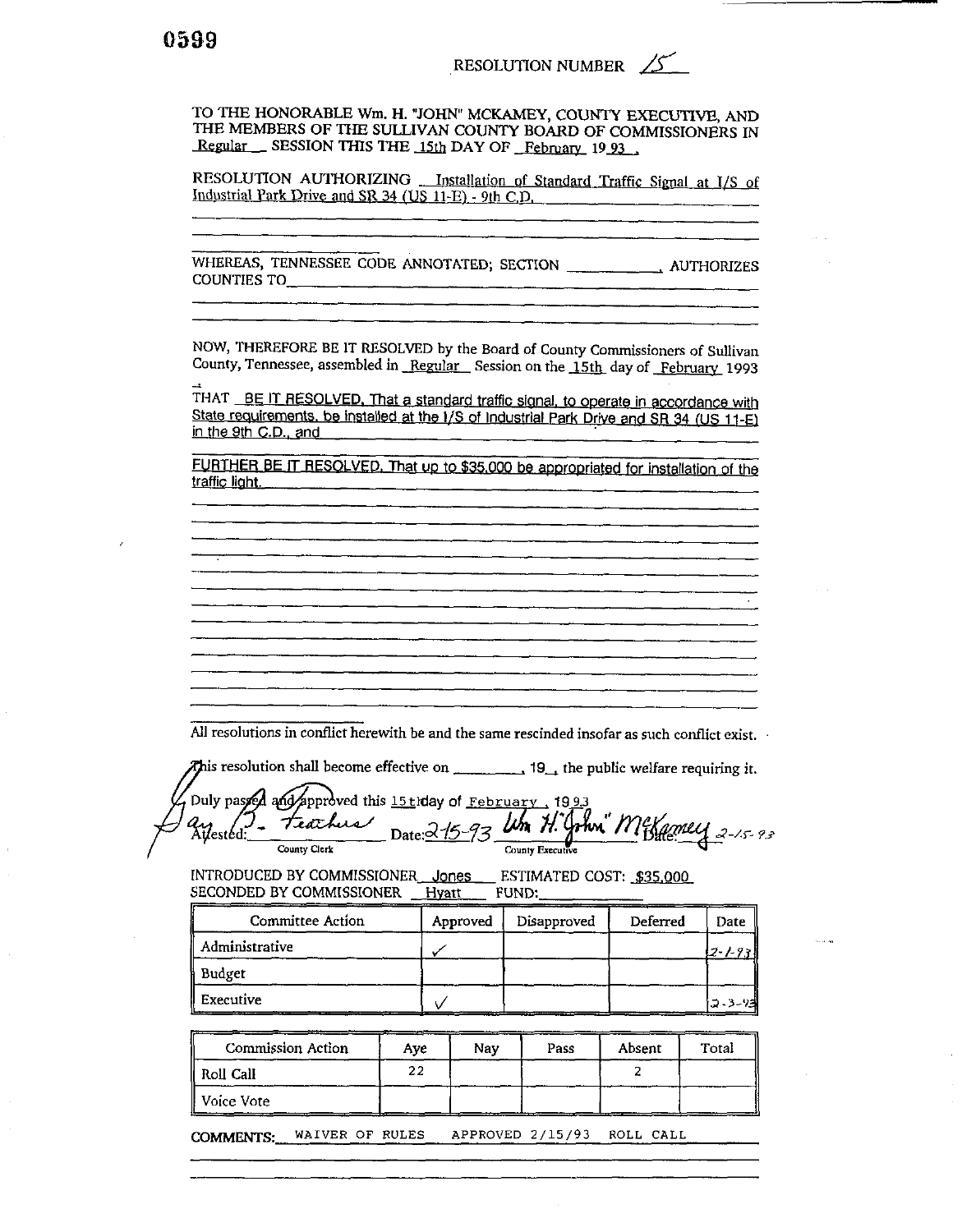0599

RESOLUTION NUMBER 15

TO THE HONORABLE Wm. H. "JOHN" MCKAMEY, COUNTY EXECUTIVE, AND THE MEMBERS OF THE SULLIVAN COUNTY BOARD OF COMMISSIONERS IN Regular SESSION THIS THE 15th DAY OF February 19 93 .

RESOLUTION AUTHORIZING Installation of Standard Traffic Signal at I/S of Industrial Park Drive and SR 34 (US 11-E) - 9th C.D.

WHEREAS, TENNESSEE CODE ANNOTATED; SECTION ____________, AUTHORIZES COUNTIES TO____________

NOW, THEREFORE BE IT RESOLVED by the Board of County Commissioners of Sullivan County, Tennessee, assembled in Regular Session on the 15th day of February 1993

THAT BE IT RESOLVED, That a standard traffic signal, to operate in accordance with State requirements, be installed at the I/S of Industrial Park Drive and SR 34 (US 11-E) in the 9th C.D., and

FURTHER BE IT RESOLVED, That up to $35,000 be appropriated for installation of the traffic light.

All resolutions in conflict herewith be and the same rescinded insofar as such conflict exist.

This resolution shall become effective on ________, 19__, the public welfare requiring it.

Duly passed and approved this 15th day of February , 19 93

Attested: Gary B. Teaches (County Clerk) Date: 2-15-93 Wm H. "John" McKamey (County Executive) Date: 2-15-93

INTRODUCED BY COMMISSIONER Jones ESTIMATED COST: $35,000
SECONDED BY COMMISSIONER Hyatt FUND:____________

| Committee Action | Approved | Disapproved | Deferred | Date |
|---|---|---|---|---|
| Administrative | ✓ | | | 2-1-93 |
| Budget | | | | |
| Executive | ✓ | | | 2-3-93 |

| Commission Action | Aye | Nay | Pass | Absent | Total |
|---|---|---|---|---|---|
| Roll Call | 22 | | | 2 | |
| Voice Vote | | | | | |

COMMENTS: WAIVER OF RULES APPROVED 2/15/93 ROLL CALL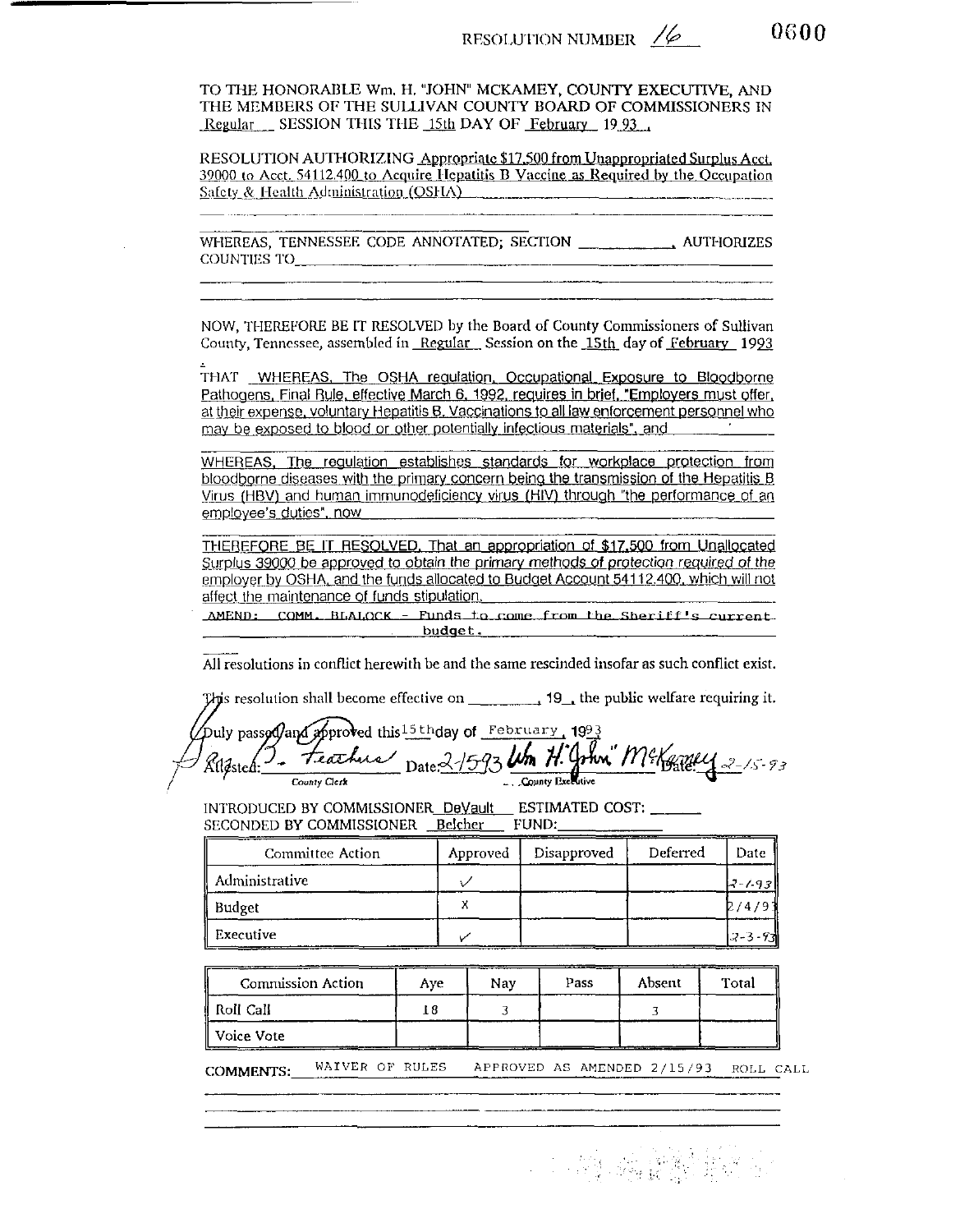RESOLUTION NUMBER 16 0600

TO THE HONORABLE Wm. H. "JOHN" MCKAMEY, COUNTY EXECUTIVE, AND THE MEMBERS OF THE SULLIVAN COUNTY BOARD OF COMMISSIONERS IN Regular SESSION THIS THE 15th DAY OF February 19 93 .

RESOLUTION AUTHORIZING Appropriate $17,500 from Unappropriated Surplus Acct. 39000 to Acct. 54112.400 to Acquire Hepatitis B Vaccine as Required by the Occupation Safety & Health Administration (OSHA)

WHEREAS, TENNESSEE CODE ANNOTATED; SECTION ____________, AUTHORIZES COUNTIES TO____________________________________________

NOW, THEREFORE BE IT RESOLVED by the Board of County Commissioners of Sullivan County, Tennessee, assembled in Regular Session on the 15th day of February 1993

THAT WHEREAS, The OSHA regulation, Occupational Exposure to Bloodborne Pathogens, Final Rule, effective March 6, 1992, requires in brief, "Employers must offer, at their expense, voluntary Hepatitis B, Vaccinations to all law enforcement personnel who may be exposed to blood or other potentially infectious materials", and

WHEREAS, The regulation establishes standards for workplace protection from bloodborne diseases with the primary concern being the transmission of the Hepatitis B Virus (HBV) and human immunodeficiency virus (HIV) through "the performance of an employee's duties", now

THEREFORE BE IT RESOLVED, That an appropriation of $17,500 from Unallocated Surplus 39000 be approved to obtain the primary methods of protection required of the employer by OSHA, and the funds allocated to Budget Account 54112.400, which will not affect the maintenance of funds stipulation.

AMEND: COMM. BLALOCK - Funds to come from the Sheriff's current budget.

All resolutions in conflict herewith be and the same rescinded insofar as such conflict exist.

This resolution shall become effective on ________, 19__, the public welfare requiring it.

Duly passed and approved this 15th day of February, 1993

Attested: J. Feathers Date: 2-15-93 — County Clerk

Wm H. "John" McKamey Date: 2-15-93 — County Executive

INTRODUCED BY COMMISSIONER DeVault ESTIMATED COST: ______
SECONDED BY COMMISSIONER Belcher FUND: ______

| Committee Action | Approved | Disapproved | Deferred | Date |
|---|---|---|---|---|
| Administrative | ✓ | | | 2-1-93 |
| Budget | X | | | 2/4/93 |
| Executive | ✓ | | | 2-3-93 |

| Commission Action | Aye | Nay | Pass | Absent | Total |
|---|---|---|---|---|---|
| Roll Call | 18 | 3 | | 3 | |
| Voice Vote | | | | | |

COMMENTS: WAIVER OF RULES APPROVED AS AMENDED 2/15/93 ROLL CALL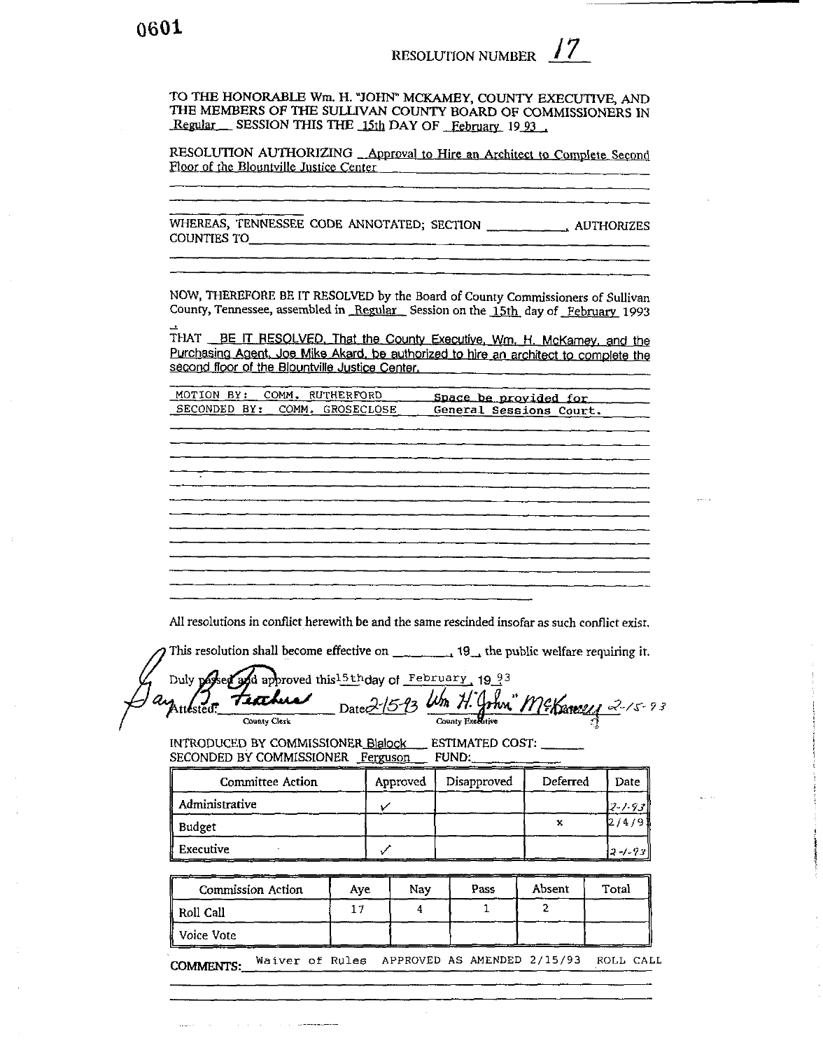0601

RESOLUTION NUMBER 17

TO THE HONORABLE Wm. H. "JOHN" MCKAMEY, COUNTY EXECUTIVE, AND THE MEMBERS OF THE SULLIVAN COUNTY BOARD OF COMMISSIONERS IN Regular SESSION THIS THE 15th DAY OF February 19 93 .

RESOLUTION AUTHORIZING Approval to Hire an Architect to Complete Second Floor of the Blountville Justice Center

WHEREAS, TENNESSEE CODE ANNOTATED; SECTION ________, AUTHORIZES COUNTIES TO ________

NOW, THEREFORE BE IT RESOLVED by the Board of County Commissioners of Sullivan County, Tennessee, assembled in Regular Session on the 15th day of February 1993.

THAT BE IT RESOLVED, That the County Executive, Wm. H. McKamey, and the Purchasing Agent, Joe Mike Akard, be authorized to hire an architect to complete the second floor of the Blountville Justice Center.

MOTION BY: COMM. RUTHERFORD — Space be provided for
SECONDED BY: COMM. GROSECLOSE — General Sessions Court.

All resolutions in conflict herewith be and the same rescinded insofar as such conflict exist.

This resolution shall become effective on ________, 19__, the public welfare requiring it.

Duly passed and approved this 15th day of February, 19 93

Attested: *Gary B. Feathers* Date 2-15-93 — *Wm. H. "John" McKamey* 2-15-93
County Clerk — County Executive

INTRODUCED BY COMMISSIONER Blalock ESTIMATED COST: ______
SECONDED BY COMMISSIONER Ferguson FUND: ______

| Committee Action | Approved | Disapproved | Deferred | Date |
|---|---|---|---|---|
| Administrative | ✓ | | | 2-1-93 |
| Budget | | | x | 2/4/9 |
| Executive | ✓ | | | 2-1-93 |

| Commission Action | Aye | Nay | Pass | Absent | Total |
|---|---|---|---|---|---|
| Roll Call | 17 | 4 | 1 | 2 | |
| Voice Vote | | | | | |

COMMENTS: Waiver of Rules APPROVED AS AMENDED 2/15/93 ROLL CALL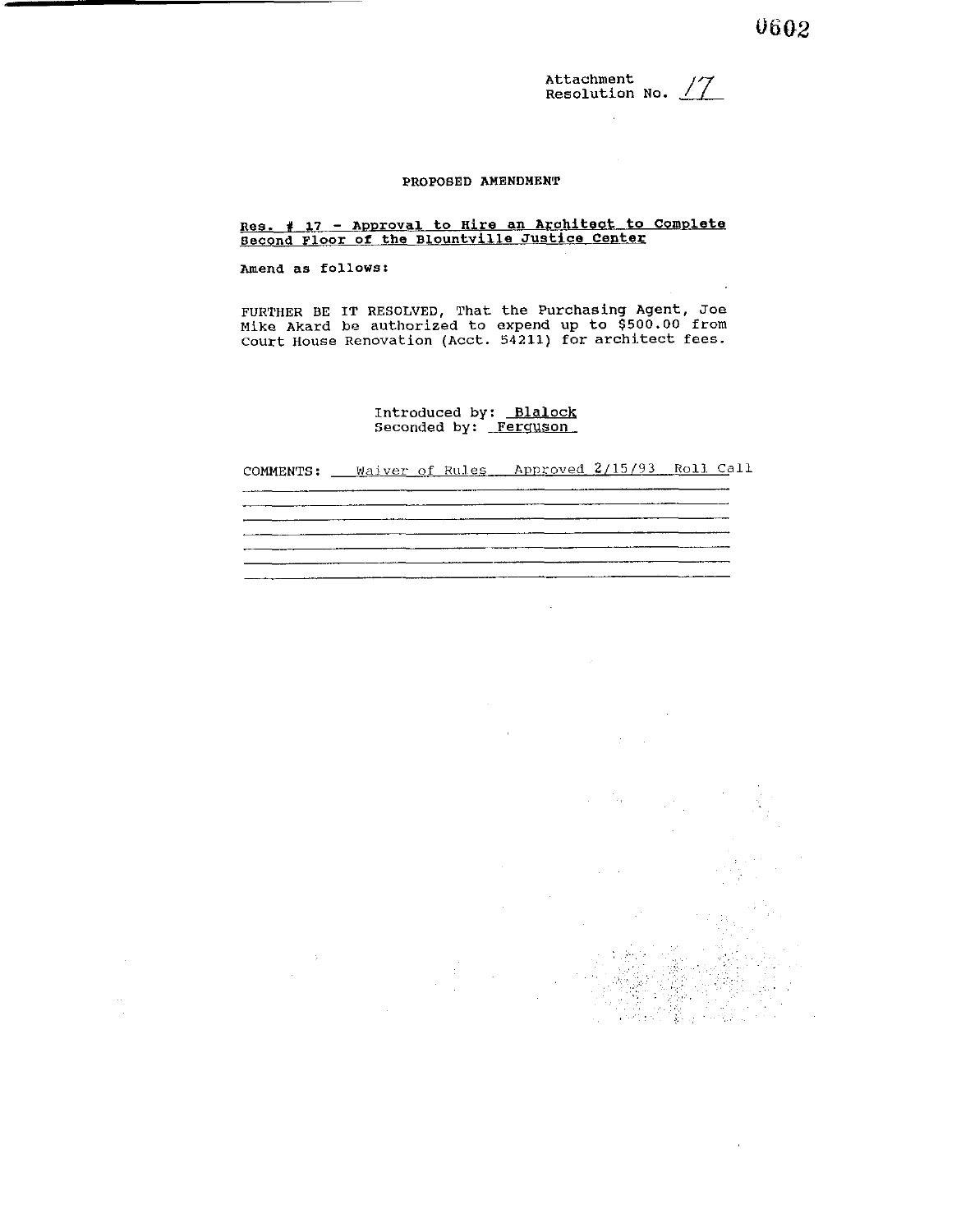Attachment
Resolution No. 17

## PROPOSED AMENDMENT

**Res. # 17 - Approval to Hire an Architect to Complete Second Floor of the Blountville Justice Center**

Amend as follows:

FURTHER BE IT RESOLVED, That the Purchasing Agent, Joe Mike Akard be authorized to expend up to $500.00 from Court House Renovation (Acct. 54211) for architect fees.

Introduced by: Blalock
Seconded by: Ferguson

COMMENTS: Waiver of Rules Approved 2/15/93 Roll Call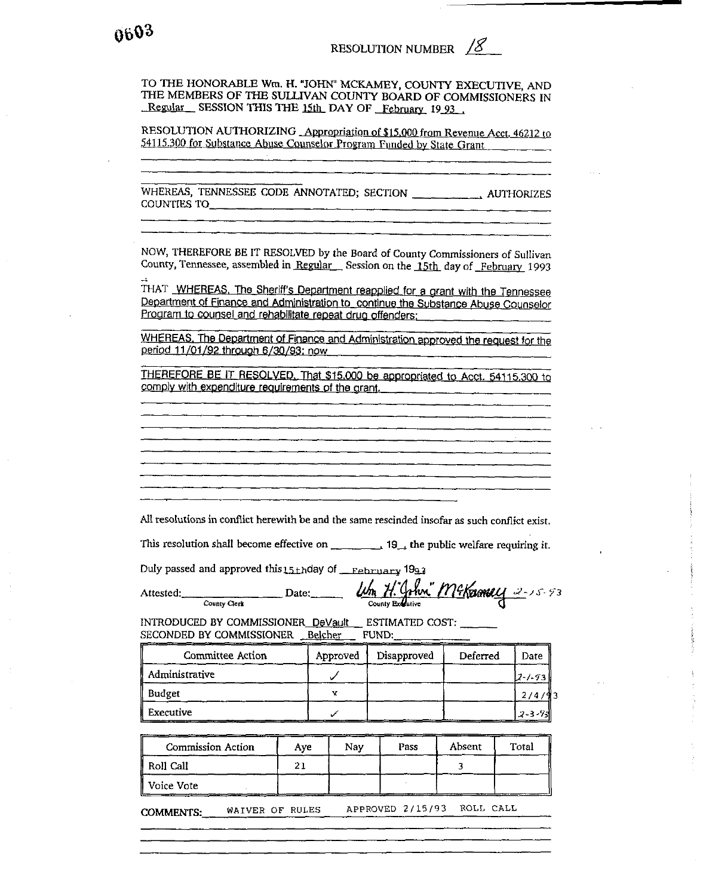0603

RESOLUTION NUMBER 18

TO THE HONORABLE Wm. H. "JOHN" MCKAMEY, COUNTY EXECUTIVE, AND THE MEMBERS OF THE SULLIVAN COUNTY BOARD OF COMMISSIONERS IN Regular SESSION THIS THE 15th DAY OF February 19 93 .

RESOLUTION AUTHORIZING Appropriation of $15,000 from Revenue Acct. 46212 to 54115.300 for Substance Abuse Counselor Program Funded by State Grant

WHEREAS, TENNESSEE CODE ANNOTATED; SECTION __________, AUTHORIZES COUNTIES TO__________

NOW, THEREFORE BE IT RESOLVED by the Board of County Commissioners of Sullivan County, Tennessee, assembled in Regular Session on the 15th day of February 1993

THAT WHEREAS, The Sheriff's Department reapplied for a grant with the Tennessee Department of Finance and Administration to continue the Substance Abuse Counselor Program to counsel and rehabilitate repeat drug offenders;

WHEREAS, The Department of Finance and Administration approved the request for the period 11/01/92 through 6/30/93; now

THEREFORE BE IT RESOLVED, That $15,000 be appropriated to Acct. 54115.300 to comply with expenditure requirements of the grant.

All resolutions in conflict herewith be and the same rescinded insofar as such conflict exist.

This resolution shall become effective on ________, 19__, the public welfare requiring it.

Duly passed and approved this 15th day of February 1993

Attested: __________ Date: ______ Wm H. "John" McKamey 2-15-93
County Clerk — County Executive

INTRODUCED BY COMMISSIONER DeVault ESTIMATED COST: ______
SECONDED BY COMMISSIONER Belcher FUND: ______

| Committee Action | Approved | Disapproved | Deferred | Date |
|---|---|---|---|---|
| Administrative | ✓ | | | 2-1-93 |
| Budget | x | | | 2/4/93 |
| Executive | ✓ | | | 2-3-93 |

| Commission Action | Aye | Nay | Pass | Absent | Total |
|---|---|---|---|---|---|
| Roll Call | 21 | | | 3 | |
| Voice Vote | | | | | |

COMMENTS: WAIVER OF RULES APPROVED 2/15/93 ROLL CALL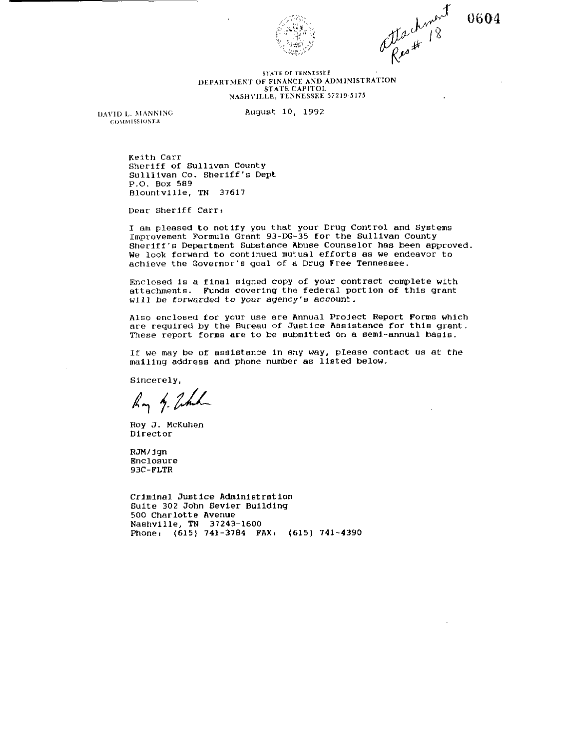attachment Res # 18

0604

STATE OF TENNESSEE
DEPARTMENT OF FINANCE AND ADMINISTRATION
STATE CAPITOL
NASHVILLE, TENNESSEE 37219-5175

DAVID L. MANNING
COMMISSIONER

August 10, 1992

Keith Carr
Sheriff of Sullivan County
Sulllivan Co. Sheriff's Dept
P.O. Box 589
Blountville, TN 37617

Dear Sheriff Carr:

I am pleased to notify you that your Drug Control and Systems Improvement Formula Grant 93-DG-35 for the Sullivan County Sheriff's Department Substance Abuse Counselor has been approved. We look forward to continued mutual efforts as we endeavor to achieve the Governor's goal of a Drug Free Tennessee.

Enclosed is a final signed copy of your contract complete with attachments. Funds covering the federal portion of this grant will be forwarded to your agency's account.

Also enclosed for your use are Annual Project Report Forms which are required by the Bureau of Justice Assistance for this grant. These report forms are to be submitted on a semi-annual basis.

If we may be of assistance in any way, please contact us at the mailing address and phone number as listed below.

Sincerely,

Roy J. McKuhen
Director

RJM/jgn
Enclosure
93C-FLTR

Criminal Justice Administration
Suite 302 John Sevier Building
500 Charlotte Avenue
Nashville, TN 37243-1600
Phone: (615) 741-3784 FAX: (615) 741-4390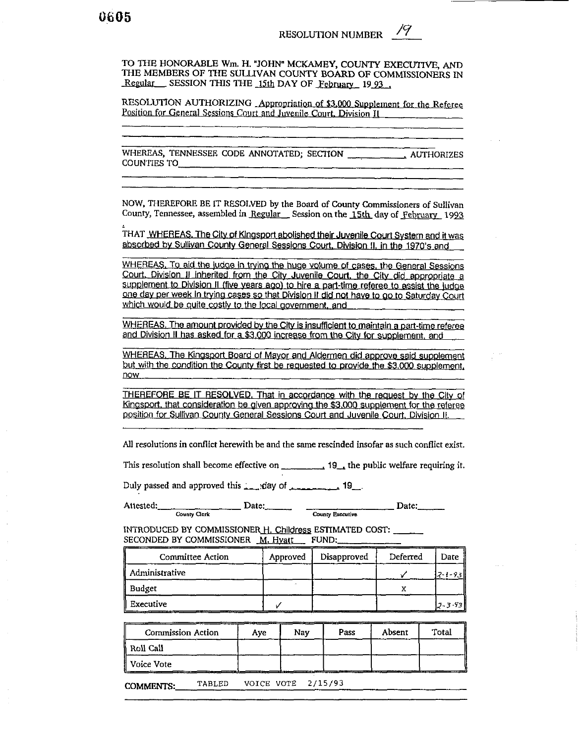0605

RESOLUTION NUMBER 19

TO THE HONORABLE Wm. H. "JOHN" MCKAMEY, COUNTY EXECUTIVE, AND THE MEMBERS OF THE SULLIVAN COUNTY BOARD OF COMMISSIONERS IN Regular SESSION THIS THE 15th DAY OF February 19 93 .

RESOLUTION AUTHORIZING Appropriation of $3,000 Supplement for the Referee Position for General Sessions Court and Juvenile Court, Division II

WHEREAS, TENNESSEE CODE ANNOTATED; SECTION ___________, AUTHORIZES COUNTIES TO___________

NOW, THEREFORE BE IT RESOLVED by the Board of County Commissioners of Sullivan County, Tennessee, assembled in Regular Session on the 15th day of February 1993 :

THAT WHEREAS, The City of Kingsport abolished their Juvenile Court System and it was absorbed by Sullivan County General Sessions Court, Division II, in the 1970's and

WHEREAS, To aid the judge in trying the huge volume of cases, the General Sessions Court, Division II inherited from the City Juvenile Court, the City did appropriate a supplement to Division II (five years ago) to hire a part-time referee to assist the judge one day per week in trying cases so that Division II did not have to go to Saturday Court which would be quite costly to the local government, and

WHEREAS, The amount provided by the City is insufficient to maintain a part-time referee and Division II has asked for a $3,000 increase from the City for supplement, and

WHEREAS, The Kingsport Board of Mayor and Aldermen did approve said supplement but with the condition the County first be requested to provide the $3,000 supplement, now

THEREFORE BE IT RESOLVED, That in accordance with the request by the City of Kingsport, that consideration be given approving the $3,000 supplement for the referee position for Sullivan County General Sessions Court and Juvenile Court, Division II.

All resolutions in conflict herewith be and the same rescinded insofar as such conflict exist.

This resolution shall become effective on _________, 19__, the public welfare requiring it.

Duly passed and approved this ___ day of _________, 19__.

Attested: _________________ Date: ______ _________________ Date: ______
County Clerk County Executive

INTRODUCED BY COMMISSIONER H. Childress ESTIMATED COST: ______
SECONDED BY COMMISSIONER M. Hyatt FUND: ____________

| Committee Action | Approved | Disapproved | Deferred | Date |
|---|---|---|---|---|
| Administrative | | | ✓ | 2-1-93 |
| Budget | | | X | |
| Executive | ✓ | | | 2-3-93 |

| Commission Action | Aye | Nay | Pass | Absent | Total |
|---|---|---|---|---|---|
| Roll Call | | | | | |
| Voice Vote | | | | | |

COMMENTS: TABLED VOICE VOTE 2/15/93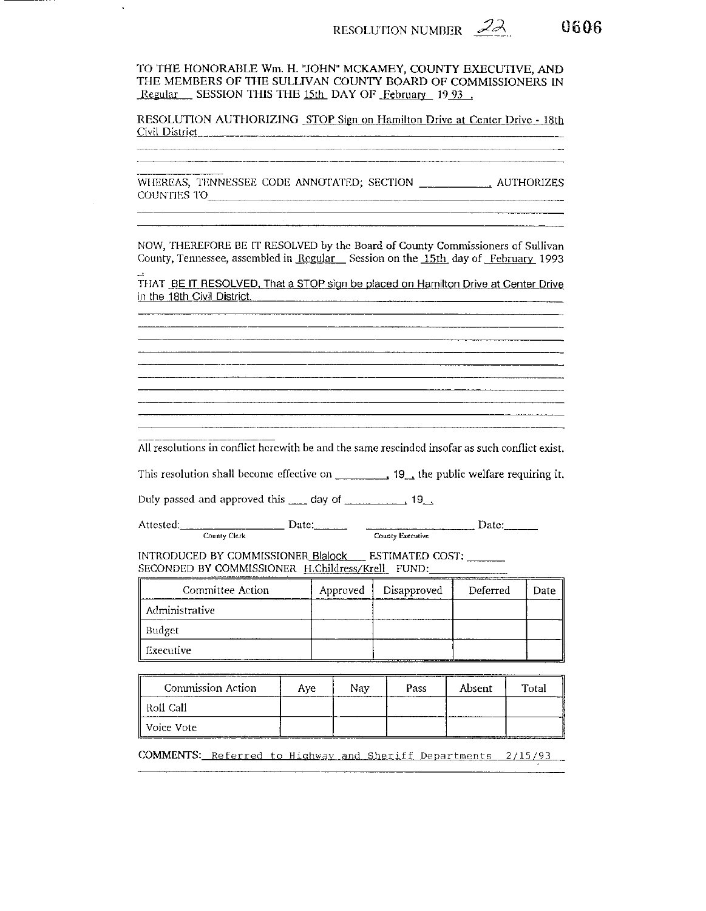RESOLUTION NUMBER 22 0606

TO THE HONORABLE Wm. H. "JOHN" MCKAMEY, COUNTY EXECUTIVE, AND THE MEMBERS OF THE SULLIVAN COUNTY BOARD OF COMMISSIONERS IN Regular SESSION THIS THE 15th DAY OF February 19 93 .

RESOLUTION AUTHORIZING STOP Sign on Hamilton Drive at Center Drive - 18th Civil District

WHEREAS, TENNESSEE CODE ANNOTATED; SECTION ____________ AUTHORIZES COUNTIES TO ____________

NOW, THEREFORE BE IT RESOLVED by the Board of County Commissioners of Sullivan County, Tennessee, assembled in Regular Session on the 15th day of February 1993 .

THAT BE IT RESOLVED, That a STOP sign be placed on Hamilton Drive at Center Drive in the 18th Civil District.

All resolutions in conflict herewith be and the same rescinded insofar as such conflict exist.

This resolution shall become effective on ________, 19__, the public welfare requiring it.

Duly passed and approved this ___ day of __________, 19__.

Attested: ________________ Date: ______ ________________ Date: ______
County Clerk County Executive

INTRODUCED BY COMMISSIONER Blalock ESTIMATED COST: ______
SECONDED BY COMMISSIONER H.Childress/Krell FUND: ______

| Committee Action | Approved | Disapproved | Deferred | Date |
|---|---|---|---|---|
| Administrative | | | | |
| Budget | | | | |
| Executive | | | | |

| Commission Action | Aye | Nay | Pass | Absent | Total |
|---|---|---|---|---|---|
| Roll Call | | | | | |
| Voice Vote | | | | | |

COMMENTS: Referred to Highway and Sheriff Departments 2/15/93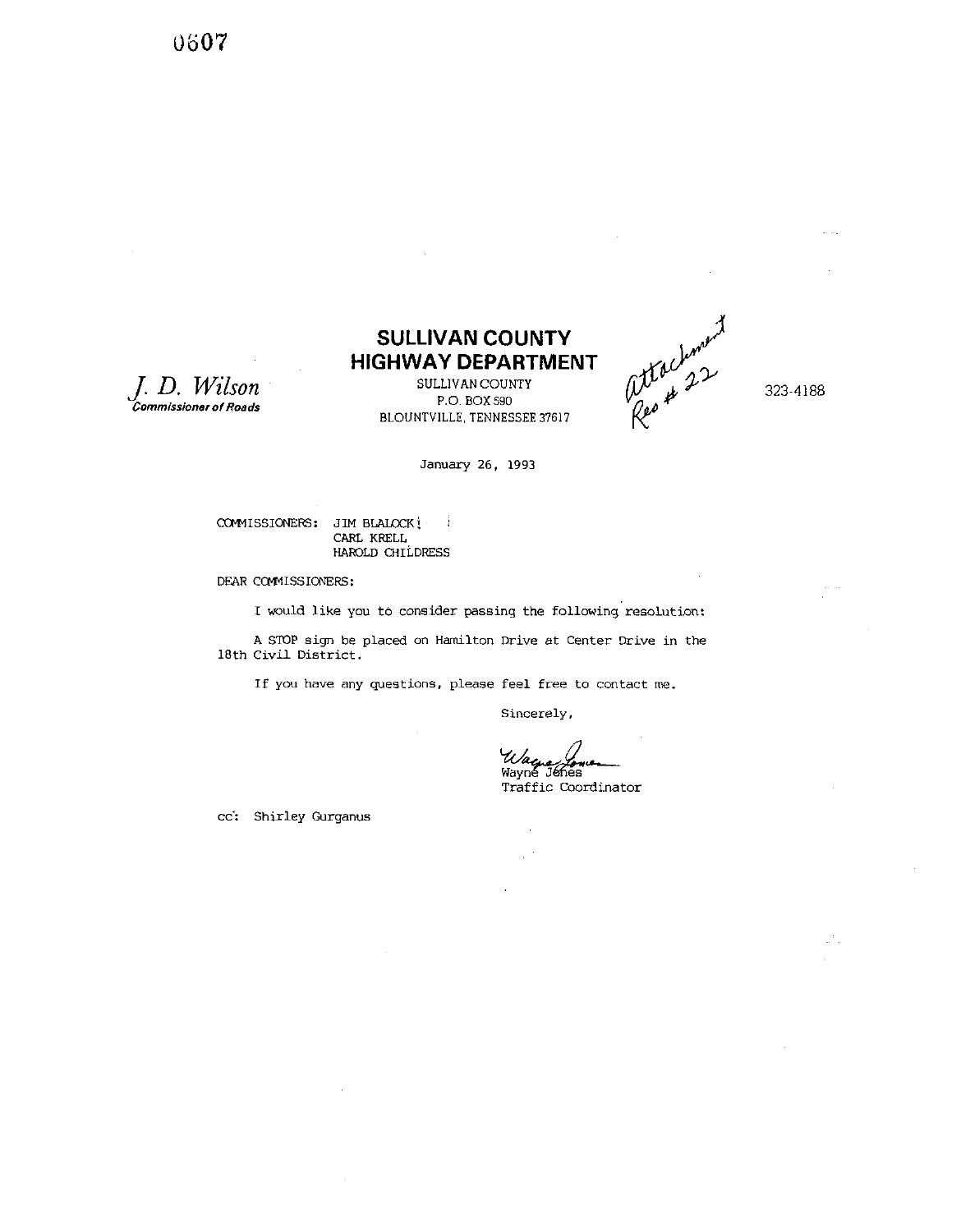0607

*J. D. Wilson*
***Commissioner of Roads***

## SULLIVAN COUNTY HIGHWAY DEPARTMENT

SULLIVAN COUNTY
P.O. BOX 590
BLOUNTVILLE, TENNESSEE 37617

attachment
Res # 22

323-4188

January 26, 1993

COMMISSIONERS: JIM BLALOCK
CARL KRELL
HAROLD CHILDRESS

DEAR COMMISSIONERS:

I would like you to consider passing the following resolution:

A STOP sign be placed on Hamilton Drive at Center Drive in the 18th Civil District.

If you have any questions, please feel free to contact me.

Sincerely,

Wayne Jones
Wayne Jones
Traffic Coordinator

cc: Shirley Gurganus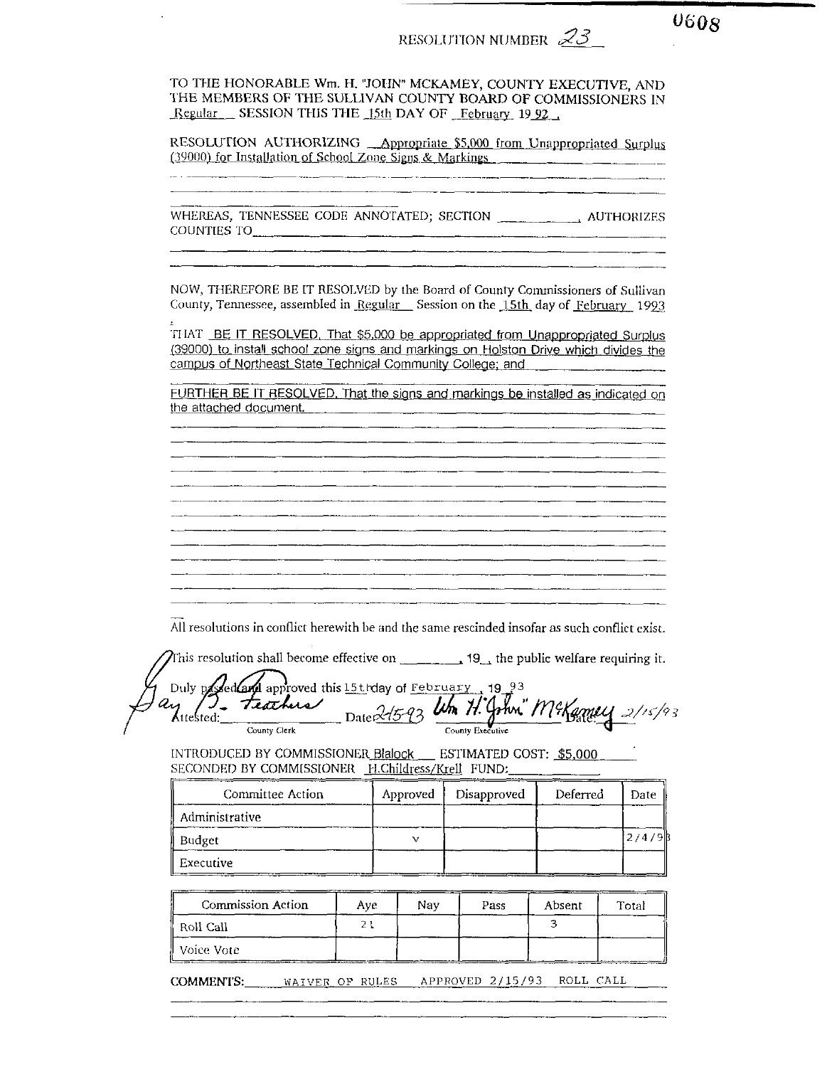0608

RESOLUTION NUMBER 23

TO THE HONORABLE Wm. H. "JOHN" MCKAMEY, COUNTY EXECUTIVE, AND THE MEMBERS OF THE SULLIVAN COUNTY BOARD OF COMMISSIONERS IN Regular SESSION THIS THE 15th DAY OF February 19 92 .

RESOLUTION AUTHORIZING Appropriate $5,000 from Unappropriated Surplus (39000) for Installation of School Zone Signs & Markings

WHEREAS, TENNESSEE CODE ANNOTATED; SECTION ________, AUTHORIZES COUNTIES TO________

NOW, THEREFORE BE IT RESOLVED by the Board of County Commissioners of Sullivan County, Tennessee, assembled in Regular Session on the 15th day of February 1993 :

THAT BE IT RESOLVED, That $5,000 be appropriated from Unappropriated Surplus (39000) to install school zone signs and markings on Holston Drive which divides the campus of Northeast State Technical Community College; and

FURTHER BE IT RESOLVED, That the signs and markings be installed as indicated on the attached document.

All resolutions in conflict herewith be and the same rescinded insofar as such conflict exist.

This resolution shall become effective on ________, 19__, the public welfare requiring it.

Duly passed and approved this 15th day of February , 19 93

Attested: Gay B. Feathers (County Clerk) Date: 2-15-93 Wm H. "John" McKamey (County Executive) Date: 2/15/93

INTRODUCED BY COMMISSIONER Blalock ESTIMATED COST: $5,000

SECONDED BY COMMISSIONER H.Childress/Krell FUND:________

| Committee Action | Approved | Disapproved | Deferred | Date |
|---|---|---|---|---|
| Administrative | | | | |
| Budget | v | | | 2/4/93 |
| Executive | | | | |

| Commission Action | Aye | Nay | Pass | Absent | Total |
|---|---|---|---|---|---|
| Roll Call | 21 | | | 3 | |
| Voice Vote | | | | | |

**COMMENTS:** WAIVER OF RULES APPROVED 2/15/93 ROLL CALL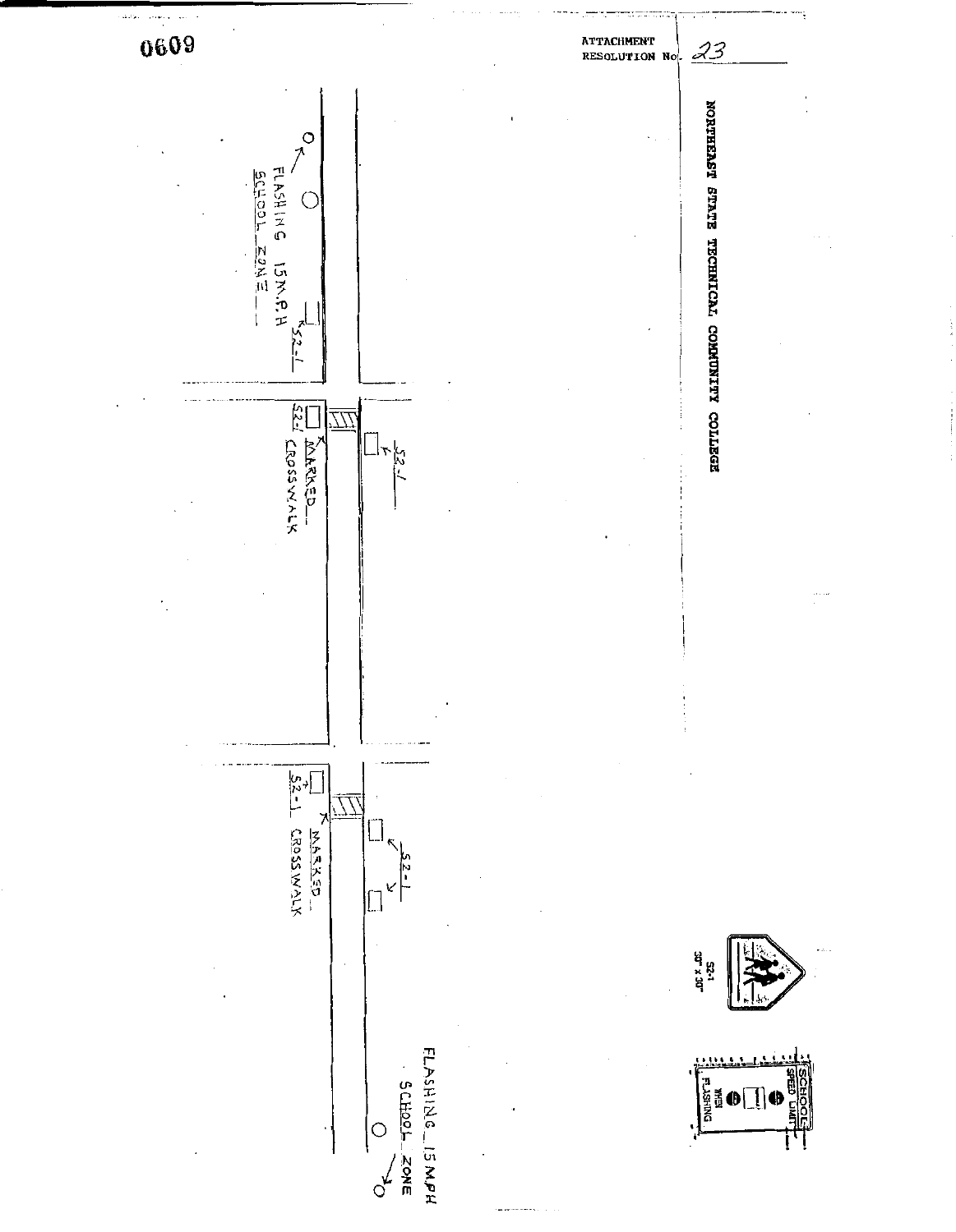0609

ATTACHMENT
RESOLUTION No. 23

NORTHEAST STATE TECHNICAL COMMUNITY COLLEGE

FLASHING 15M.P.H SCHOOL ZONE

S2-1

S2-1

S2-1 MARKED CROSSWALK

S2-1

S2-1 MARKED CROSSWALK

FLASHING 15MPH SCHOOL ZONE

S2-1
30" x 30"

SCHOOL SPEED LIMIT WHEN FLASHING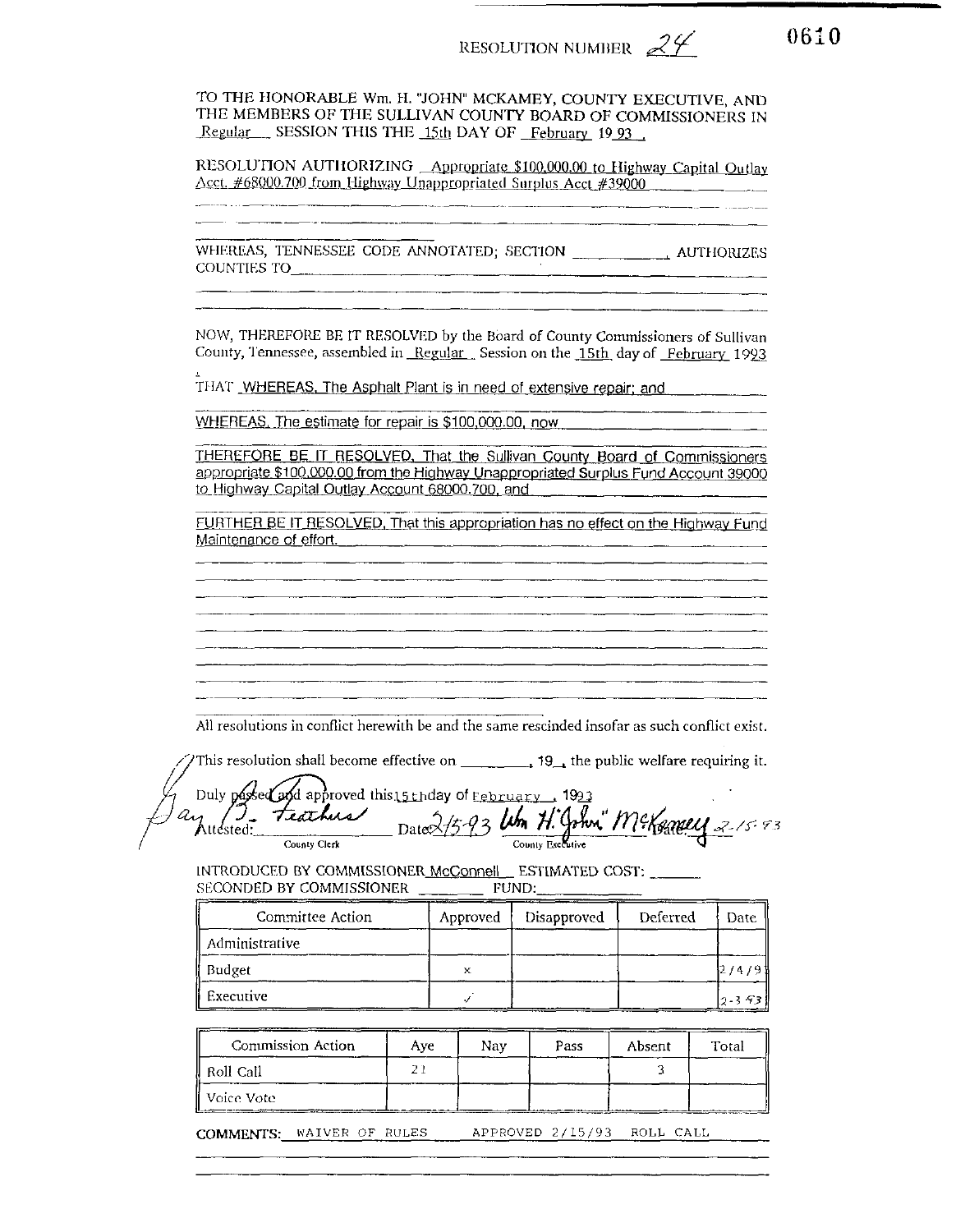RESOLUTION NUMBER 24

0610

TO THE HONORABLE Wm. H. "JOHN" MCKAMEY, COUNTY EXECUTIVE, AND THE MEMBERS OF THE SULLIVAN COUNTY BOARD OF COMMISSIONERS IN Regular SESSION THIS THE 15th DAY OF February 19 93 .

RESOLUTION AUTHORIZING Appropriate $100,000.00 to Highway Capital Outlay Acct. #68000.700 from Highway Unappropriated Surplus Acct #39000

WHEREAS, TENNESSEE CODE ANNOTATED; SECTION \_\_\_\_\_\_\_\_\_\_ AUTHORIZES COUNTIES TO \_\_\_\_\_\_\_\_\_\_

NOW, THEREFORE BE IT RESOLVED by the Board of County Commissioners of Sullivan County, Tennessee, assembled in Regular Session on the 15th day of February 1993

THAT WHEREAS, The Asphalt Plant is in need of extensive repair; and

WHEREAS, The estimate for repair is $100,000.00, now

THEREFORE BE IT RESOLVED, That the Sullivan County Board of Commissioners appropriate $100,000.00 from the Highway Unappropriated Surplus Fund Account 39000 to Highway Capital Outlay Account 68000.700, and

FURTHER BE IT RESOLVED, That this appropriation has no effect on the Highway Fund Maintenance of effort.

All resolutions in conflict herewith be and the same rescinded insofar as such conflict exist.

This resolution shall become effective on \_\_\_\_\_\_\_\_, 19\_\_, the public welfare requiring it.

Duly passed and approved this 15th day of February, 1993

Attested: Gay B. Feathers, County Clerk Date 2/15/93

Wm H. "John" McKamey, County Executive Date 2-15-93

INTRODUCED BY COMMISSIONER McConnell ESTIMATED COST: \_\_\_\_\_\_
SECONDED BY COMMISSIONER \_\_\_\_\_\_\_\_ FUND: \_\_\_\_\_\_\_\_

| Committee Action | Approved | Disapproved | Deferred | Date |
|---|---|---|---|---|
| Administrative | | | | |
| Budget | x | | | 2/4/9 |
| Executive | ✓ | | | 2-3-93 |

| Commission Action | Aye | Nay | Pass | Absent | Total |
|---|---|---|---|---|---|
| Roll Call | 21 | | | 3 | |
| Voice Vote | | | | | |

**COMMENTS:** WAIVER OF RULES APPROVED 2/15/93 ROLL CALL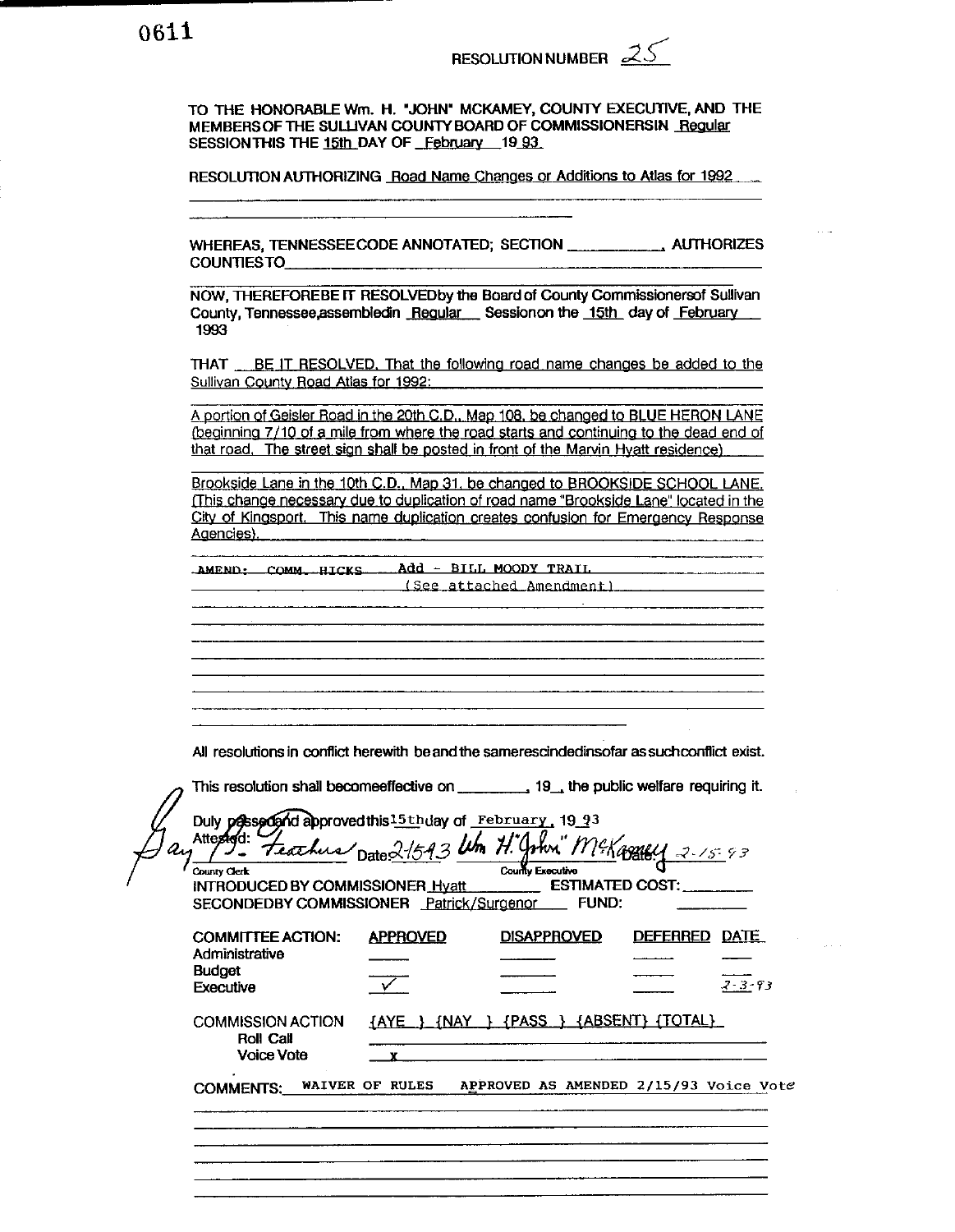0611

RESOLUTION NUMBER 25

TO THE HONORABLE Wm. H. "JOHN" MCKAMEY, COUNTY EXECUTIVE, AND THE MEMBERS OF THE SULLIVAN COUNTY BOARD OF COMMISSIONERS IN Regular SESSION THIS THE 15th DAY OF February 19 93

RESOLUTION AUTHORIZING Road Name Changes or Additions to Atlas for 1992

WHEREAS, TENNESSEE CODE ANNOTATED; SECTION ____________, AUTHORIZES COUNTIES TO

NOW, THEREFORE BE IT RESOLVED by the Board of County Commissioners of Sullivan County, Tennessee, assembled in Regular Session on the 15th day of February 1993

THAT BE IT RESOLVED, That the following road name changes be added to the Sullivan County Road Atlas for 1992:

A portion of Geisler Road in the 20th C.D., Map 108, be changed to BLUE HERON LANE (beginning 7/10 of a mile from where the road starts and continuing to the dead end of that road. The street sign shall be posted in front of the Marvin Hyatt residence)

Brookside Lane in the 10th C.D., Map 31, be changed to BROOKSIDE SCHOOL LANE. (This change necessary due to duplication of road name "Brookside Lane" located in the City of Kingsport. This name duplication creates confusion for Emergency Response Agencies).

AMEND: COMM. HICKS Add - BILL MOODY TRAIL
(See attached Amendment)

All resolutions in conflict herewith be and the same rescinded insofar as such conflict exist.

This resolution shall become effective on ________, 19__, the public welfare requiring it.

Duly passed and approved this 15th day of February, 19 93

Attested: Gay B. Feathers Date 2/15/93 Wm H. "John" McKamey Date 2-15-93

County Clerk | County Executive

INTRODUCED BY COMMISSIONER Hyatt ESTIMATED COST: ________

SECONDED BY COMMISSIONER Patrick/Surgenor FUND: ________

| COMMITTEE ACTION: | APPROVED | DISAPPROVED | DEFERRED | DATE |
|---|---|---|---|---|
| Administrative | | | | |
| Budget | | | | |
| Executive | ✓ | | | 2-3-93 |

COMMISSION ACTION {AYE } {NAY } {PASS } {ABSENT} {TOTAL}

Roll Call

Voice Vote x

COMMENTS: WAIVER OF RULES APPROVED AS AMENDED 2/15/93 Voice Vote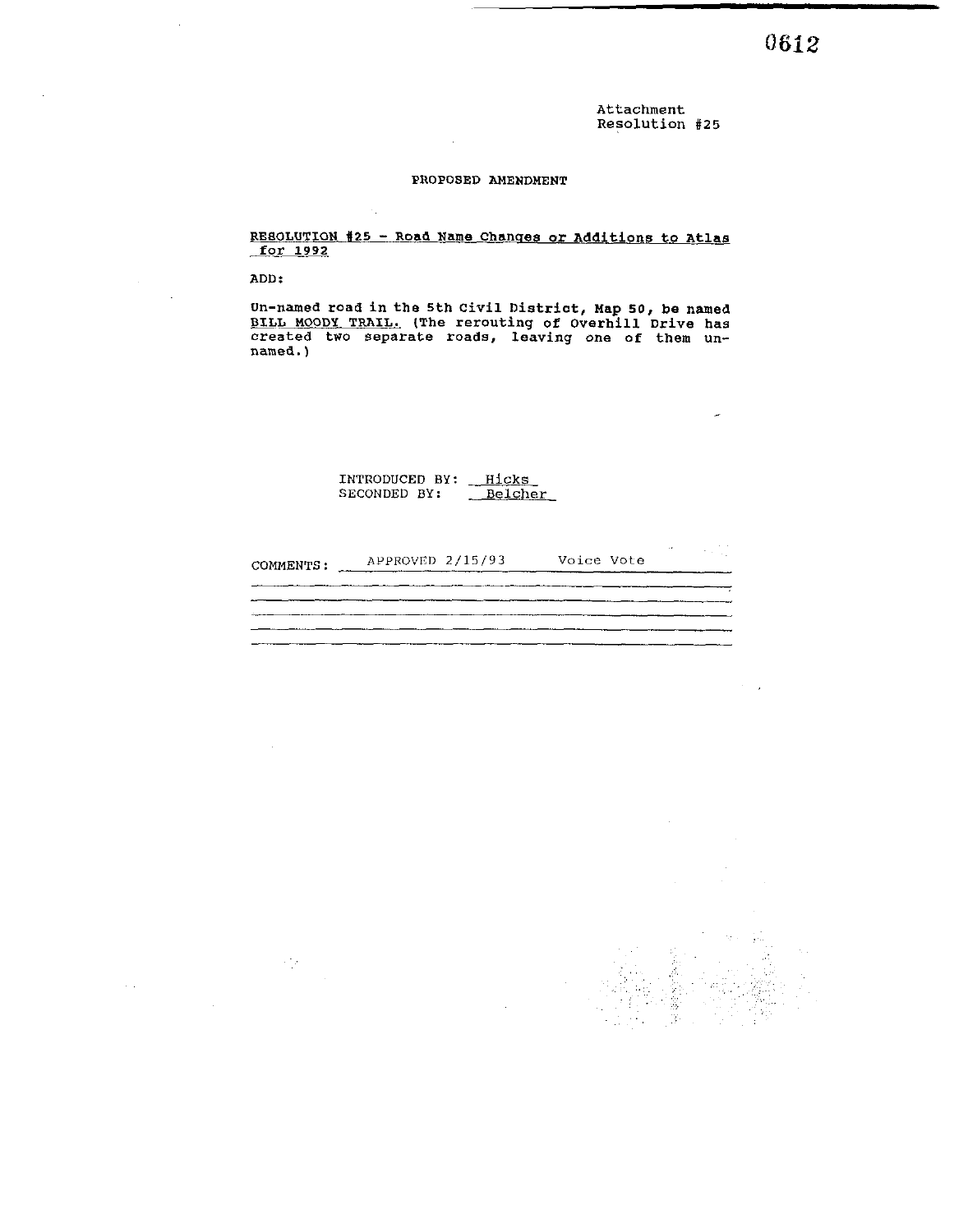Attachment
Resolution #25

PROPOSED AMENDMENT

RESOLUTION #25 - Road Name Changes or Additions to Atlas for 1992

ADD:

Un-named road in the 5th Civil District, Map 50, be named BILL MOODY TRAIL. (The rerouting of Overhill Drive has created two separate roads, leaving one of them un-named.)

INTRODUCED BY: Hicks
SECONDED BY: Belcher

COMMENTS: APPROVED 2/15/93 Voice Vote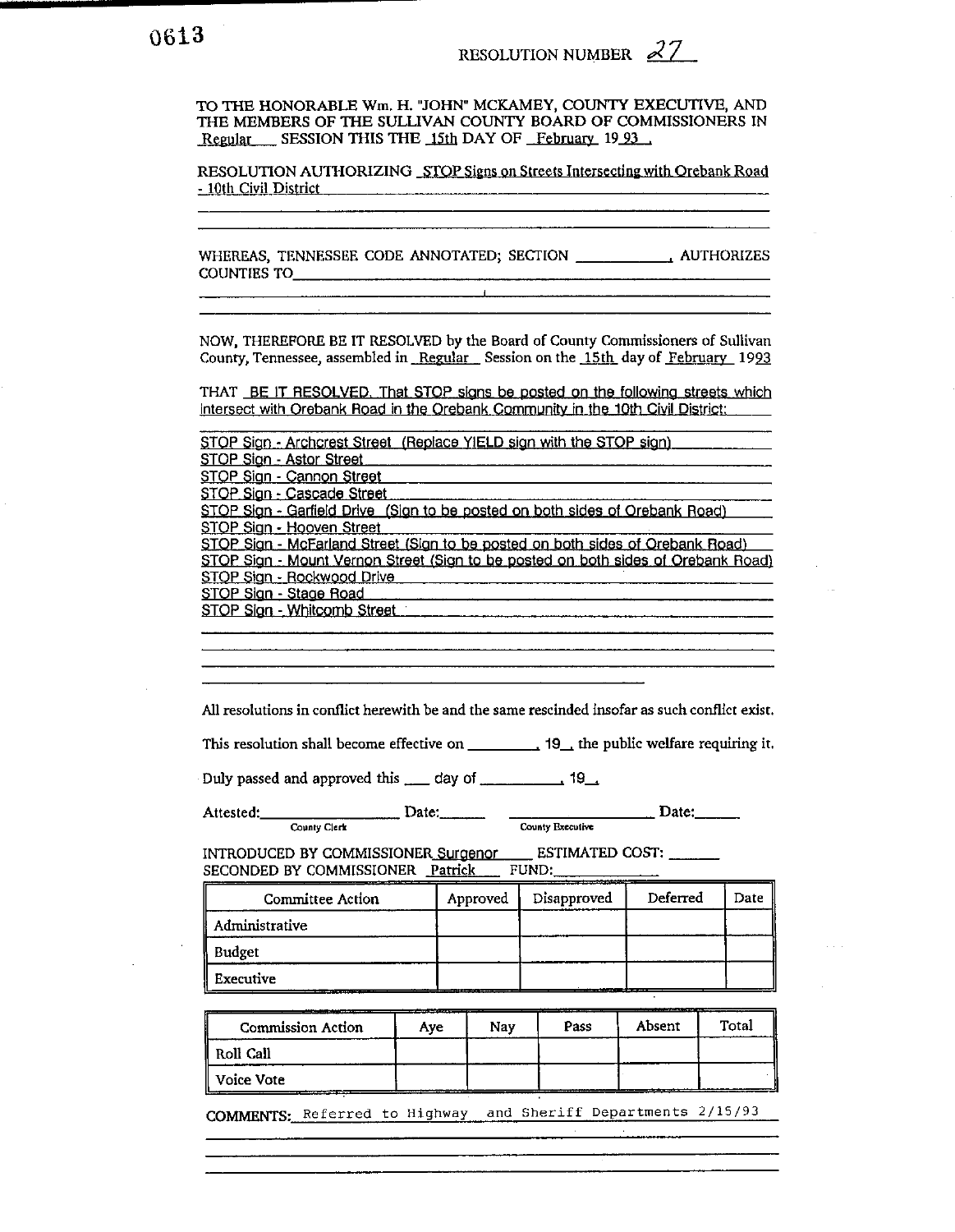0613

RESOLUTION NUMBER 27

TO THE HONORABLE Wm. H. "JOHN" MCKAMEY, COUNTY EXECUTIVE, AND THE MEMBERS OF THE SULLIVAN COUNTY BOARD OF COMMISSIONERS IN Regular SESSION THIS THE 15th DAY OF February 19 93 .

RESOLUTION AUTHORIZING STOP Signs on Streets Intersecting with Orebank Road - 10th Civil District

WHEREAS, TENNESSEE CODE ANNOTATED; SECTION ____________, AUTHORIZES COUNTIES TO____________

NOW, THEREFORE BE IT RESOLVED by the Board of County Commissioners of Sullivan County, Tennessee, assembled in Regular Session on the 15th day of February 1993

THAT BE IT RESOLVED, That STOP signs be posted on the following streets which intersect with Orebank Road in the Orebank Community in the 10th Civil District:

STOP Sign - Archcrest Street (Replace YIELD sign with the STOP sign)
STOP Sign - Astor Street
STOP Sign - Cannon Street
STOP Sign - Cascade Street
STOP Sign - Garfield Drive (Sign to be posted on both sides of Orebank Road)
STOP Sign - Hooven Street
STOP Sign - McFarland Street (Sign to be posted on both sides of Orebank Road)
STOP Sign - Mount Vernon Street (Sign to be posted on both sides of Orebank Road)
STOP Sign - Rockwood Drive
STOP Sign - Stage Road
STOP Sign - Whitcomb Street

All resolutions in conflict herewith be and the same rescinded insofar as such conflict exist.

This resolution shall become effective on ________, 19__, the public welfare requiring it.

Duly passed and approved this ___ day of __________, 19__.

Attested:________________ Date:______ ________________ Date:______
County Clerk County Executive

INTRODUCED BY COMMISSIONER Surgenor ESTIMATED COST: ______
SECONDED BY COMMISSIONER Patrick FUND:____________

| Committee Action | Approved | Disapproved | Deferred | Date |
|---|---|---|---|---|
| Administrative | | | | |
| Budget | | | | |
| Executive | | | | |

| Commission Action | Aye | Nay | Pass | Absent | Total |
|---|---|---|---|---|---|
| Roll Call | | | | | |
| Voice Vote | | | | | |

COMMENTS: Referred to Highway and Sheriff Departments 2/15/93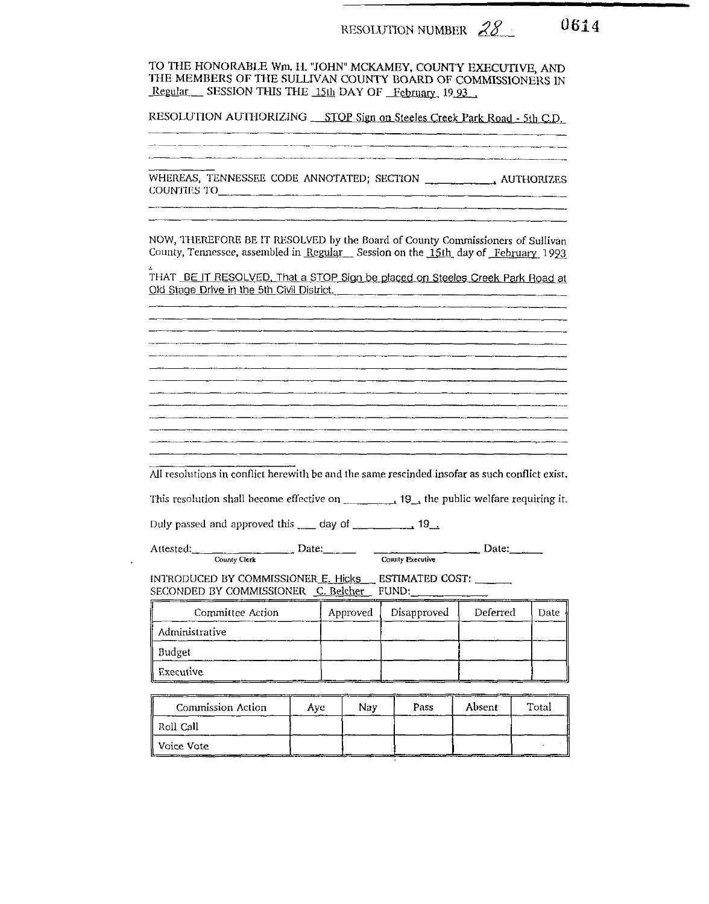RESOLUTION NUMBER 28 0614

TO THE HONORABLE Wm. H. "JOHN" MCKAMEY, COUNTY EXECUTIVE, AND THE MEMBERS OF THE SULLIVAN COUNTY BOARD OF COMMISSIONERS IN Regular SESSION THIS THE 15th DAY OF February 19 93 .

RESOLUTION AUTHORIZING STOP Sign on Steeles Creek Park Road - 5th C.D.

WHEREAS, TENNESSEE CODE ANNOTATED; SECTION \_\_\_\_\_\_\_\_\_\_, AUTHORIZES COUNTIES TO\_\_\_\_\_\_\_\_\_\_

NOW, THEREFORE BE IT RESOLVED by the Board of County Commissioners of Sullivan County, Tennessee, assembled in Regular Session on the 15th day of February 1993

THAT BE IT RESOLVED, That a STOP Sign be placed on Steeles Creek Park Road at Old Stage Drive in the 5th Civil District.

All resolutions in conflict herewith be and the same rescinded insofar as such conflict exist.

This resolution shall become effective on \_\_\_\_\_\_\_\_, 19\_\_, the public welfare requiring it.

Duly passed and approved this \_\_\_ day of \_\_\_\_\_\_\_\_\_, 19\_\_.

Attested: \_\_\_\_\_\_\_\_\_\_ Date: \_\_\_\_\_\_ \_\_\_\_\_\_\_\_\_\_ Date: \_\_\_\_\_\_
County Clerk County Executive

INTRODUCED BY COMMISSIONER E. Hicks ESTIMATED COST: \_\_\_\_\_\_
SECONDED BY COMMISSIONER C. Belcher FUND: \_\_\_\_\_\_

| Committee Action | Approved | Disapproved | Deferred | Date |
|---|---|---|---|---|
| Administrative | | | | |
| Budget | | | | |
| Executive | | | | |

| Commission Action | Aye | Nay | Pass | Absent | Total |
|---|---|---|---|---|---|
| Roll Call | | | | | |
| Voice Vote | | | | | |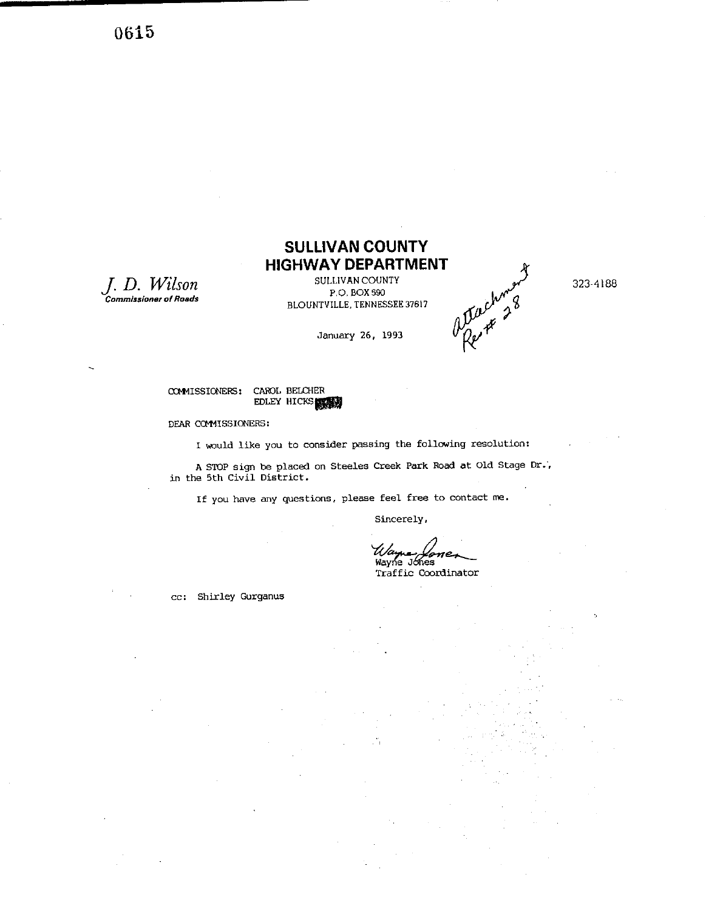# SULLIVAN COUNTY HIGHWAY DEPARTMENT

*J. D. Wilson*
***Commissioner of Roads***

SULLIVAN COUNTY
P.O. BOX 590
BLOUNTVILLE, TENNESSEE 37617

323-4188

attachment Res # 28

January 26, 1993

COMMISSIONERS: CAROL BELCHER
EDLEY HICKS

DEAR COMMISSIONERS:

I would like you to consider passing the following resolution:

A STOP sign be placed on Steeles Creek Park Road at Old Stage Dr., in the 5th Civil District.

If you have any questions, please feel free to contact me.

Sincerely,

Wayne Jones
Traffic Coordinator

cc: Shirley Gurganus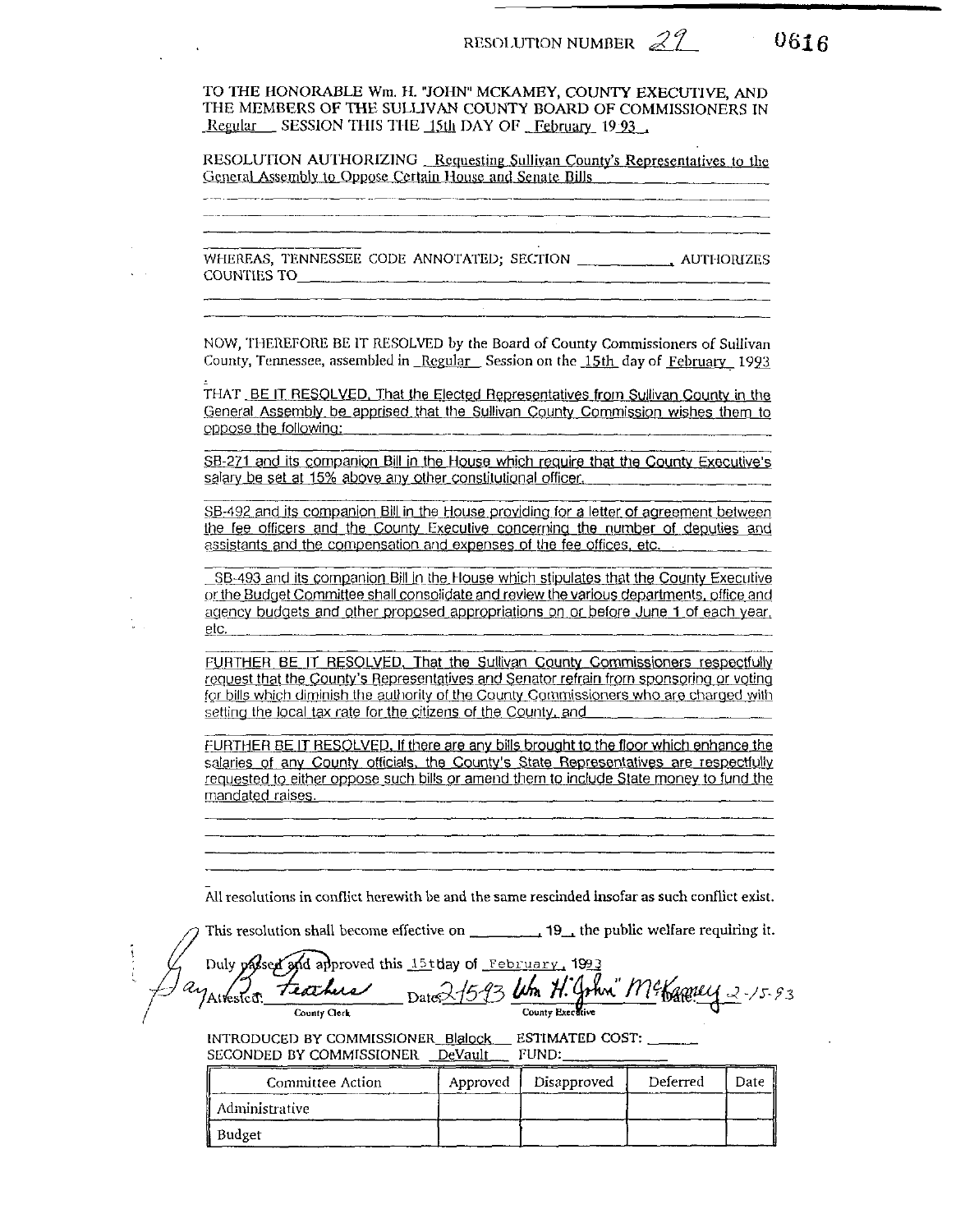RESOLUTION NUMBER 29

0616

TO THE HONORABLE Wm. H. "JOHN" MCKAMEY, COUNTY EXECUTIVE, AND THE MEMBERS OF THE SULLIVAN COUNTY BOARD OF COMMISSIONERS IN Regular SESSION THIS THE 15th DAY OF February 19 93 .

RESOLUTION AUTHORIZING Requesting Sullivan County's Representatives to the General Assembly to Oppose Certain House and Senate Bills

WHEREAS, TENNESSEE CODE ANNOTATED; SECTION \_\_\_\_\_\_\_\_\_\_, AUTHORIZES COUNTIES TO \_\_\_\_\_\_\_\_\_\_

NOW, THEREFORE BE IT RESOLVED by the Board of County Commissioners of Sullivan County, Tennessee, assembled in Regular Session on the 15th day of February 1993 :

THAT BE IT RESOLVED, That the Elected Representatives from Sullivan County in the General Assembly be apprised that the Sullivan County Commission wishes them to oppose the following:

SB-271 and its companion Bill in the House which require that the County Executive's salary be set at 15% above any other constitutional officer.

SB-492 and its companion Bill in the House providing for a letter of agreement between the fee officers and the County Executive concerning the number of deputies and assistants and the compensation and expenses of the fee offices, etc.

SB-493 and its companion Bill in the House which stipulates that the County Executive or the Budget Committee shall consolidate and review the various departments, office and agency budgets and other proposed appropriations on or before June 1 of each year, etc.

FURTHER BE IT RESOLVED, That the Sullivan County Commissioners respectfully request that the County's Representatives and Senator refrain from sponsoring or voting for bills which diminish the authority of the County Commissioners who are charged with setting the local tax rate for the citizens of the County, and

FURTHER BE IT RESOLVED, If there are any bills brought to the floor which enhance the salaries of any County officials, the County's State Representatives are respectfully requested to either oppose such bills or amend them to include State money to fund the mandated raises.

All resolutions in conflict herewith be and the same rescinded insofar as such conflict exist.

This resolution shall become effective on \_\_\_\_\_\_\_\_, 19\_\_, the public welfare requiring it.

Duly passed and approved this 15th day of February, 1993

Attested: Gay B. Feathers (County Clerk) Date: 2-15-93

Wm. H. "John" McKamey (County Executive) Date: 2-15-93

INTRODUCED BY COMMISSIONER Blalock ESTIMATED COST: \_\_\_\_\_\_
SECONDED BY COMMISSIONER DeVault FUND: \_\_\_\_\_\_

| Committee Action | Approved | Disapproved | Deferred | Date |
|---|---|---|---|---|
| Administrative | | | | |
| Budget | | | | |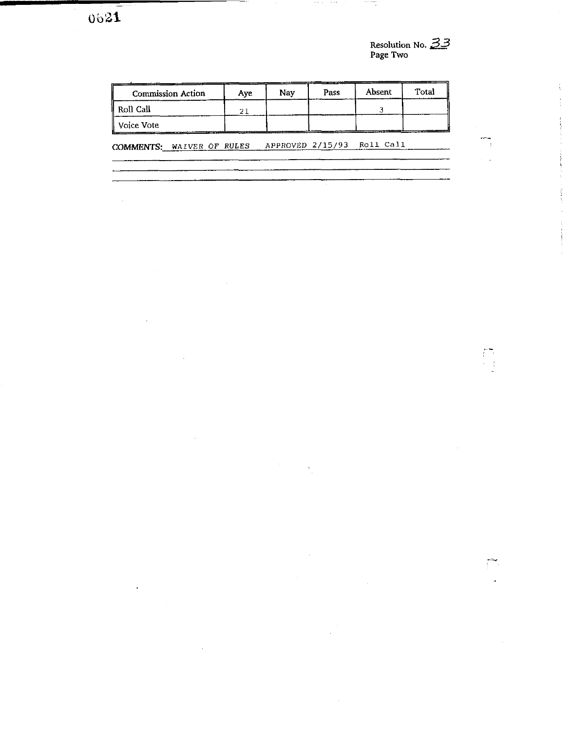Resolution No. 33
Page Two

| Commission Action | Aye | Nay | Pass | Absent | Total |
|---|---|---|---|---|---|
| Roll Call | 21 | | | 3 | |
| Voice Vote | | | | | |

**COMMENTS:** WAIVER OF RULES APPROVED 2/15/93 Roll Call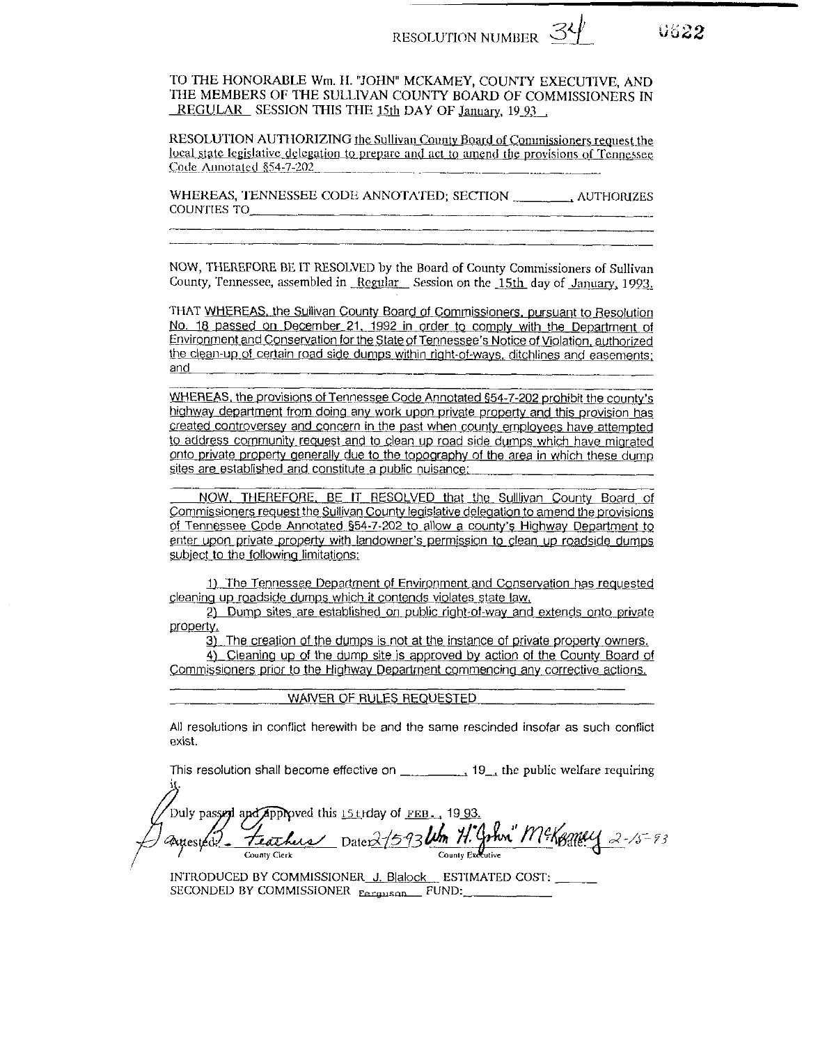RESOLUTION NUMBER 34

0622

TO THE HONORABLE Wm. H. "JOHN" MCKAMEY, COUNTY EXECUTIVE, AND THE MEMBERS OF THE SULLIVAN COUNTY BOARD OF COMMISSIONERS IN REGULAR SESSION THIS THE 15th DAY OF January, 19 93 .

RESOLUTION AUTHORIZING the Sullivan County Board of Commissioners request the local state legislative delegation to prepare and act to amend the provisions of Tennessee Code Annotated §54-7-202

WHEREAS, TENNESSEE CODE ANNOTATED; SECTION ________, AUTHORIZES COUNTIES TO________________________________________________

NOW, THEREFORE BE IT RESOLVED by the Board of County Commissioners of Sullivan County, Tennessee, assembled in Regular Session on the 15th day of January, 1993.

THAT WHEREAS, the Sullivan County Board of Commissioners, pursuant to Resolution No. 18 passed on December 21, 1992 in order to comply with the Department of Environment and Conservation for the State of Tennessee's Notice of Violation, authorized the clean-up of certain road side dumps within right-of-ways, ditchlines and easements; and

WHEREAS, the provisions of Tennessee Code Annotated §54-7-202 prohibit the county's highway department from doing any work upon private property and this provision has created controversey and concern in the past when county employees have attempted to address community request and to clean up road side dumps which have migrated onto private property generally due to the topography of the area in which these dump sites are established and constitute a public nuisance;

NOW, THEREFORE, BE IT RESOLVED that the Sulllivan County Board of Commissioners request the Sullivan County legislative delegation to amend the provisions of Tennessee Code Annotated §54-7-202 to allow a county's Highway Department to enter upon private property with landowner's permission to clean up roadside dumps subject to the following limitations:

1) The Tennessee Department of Environment and Conservation has requested cleaning up roadside dumps which it contends violates state law.

2) Dump sites are established on public right-of-way and extends onto private property.

3) The creation of the dumps is not at the instance of private property owners.

4) Cleaning up of the dump site is approved by action of the County Board of Commissioners prior to the Highway Department commencing any corrective actions.

WAIVER OF RULES REQUESTED

All resolutions in conflict herewith be and the same rescinded insofar as such conflict exist.

This resolution shall become effective on ________, 19__, the public welfare requiring it.

Duly passed and approved this 15th day of FEB., 19 93.

Attested: B. Feathers Date: 2-15-93 &nbsp;&nbsp;&nbsp; Wm. H. "John" McKamey Date: 2-15-93
County Clerk &nbsp;&nbsp;&nbsp; County Executive

INTRODUCED BY COMMISSIONER J. Blalock ESTIMATED COST: ______
SECONDED BY COMMISSIONER Ferguson FUND: ____________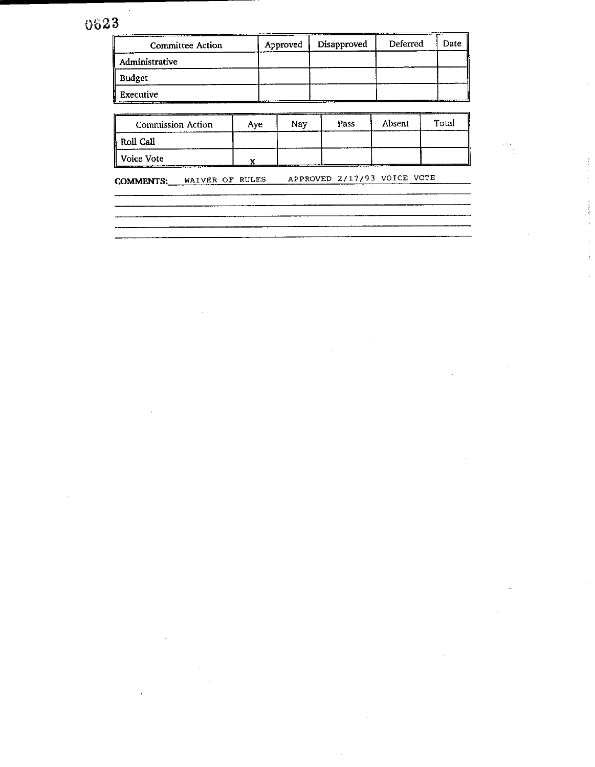0623

| Committee Action | Approved | Disapproved | Deferred | Date |
|---|---|---|---|---|
| Administrative | | | | |
| Budget | | | | |
| Executive | | | | |

| Commission Action | Aye | Nay | Pass | Absent | Total |
|---|---|---|---|---|---|
| Roll Call | | | | | |
| Voice Vote | X | | | | |

**COMMENTS:** WAIVER OF RULES APPROVED 2/17/93 VOICE VOTE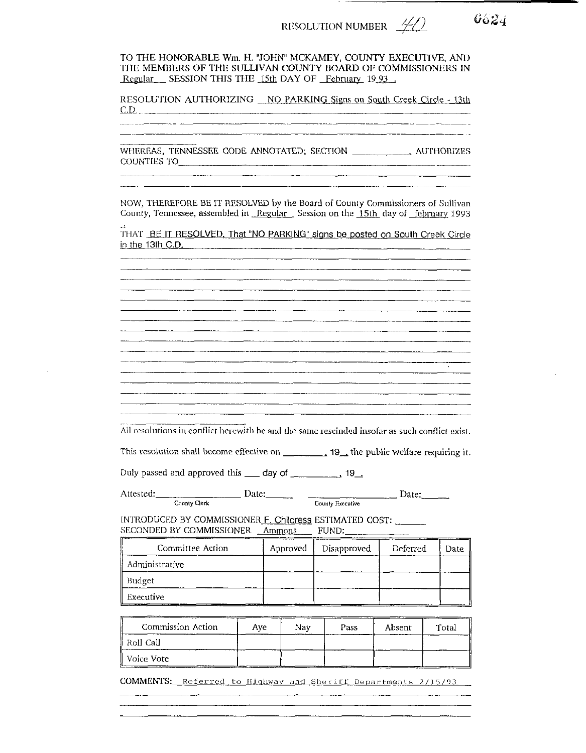RESOLUTION NUMBER 40

0624

TO THE HONORABLE Wm. H. "JOHN" MCKAMEY, COUNTY EXECUTIVE, AND THE MEMBERS OF THE SULLIVAN COUNTY BOARD OF COMMISSIONERS IN Regular SESSION THIS THE 15th DAY OF February 19 93 .

RESOLUTION AUTHORIZING NO PARKING Signs on South Creek Circle - 13th C.D.

WHEREAS, TENNESSEE CODE ANNOTATED; SECTION ____________, AUTHORIZES COUNTIES TO______________________________

NOW, THEREFORE BE IT RESOLVED by the Board of County Commissioners of Sullivan County, Tennessee, assembled in Regular Session on the 15th day of february 1993

THAT BE IT RESOLVED, That "NO PARKING" signs be posted on South Creek Circle in the 13th C.D.

All resolutions in conflict herewith be and the same rescinded insofar as such conflict exist.

This resolution shall become effective on ________, 19__, the public welfare requiring it.

Duly passed and approved this ___ day of __________, 19__.

Attested:________________ Date:______ ________________ Date:______
County Clerk County Executive

INTRODUCED BY COMMISSIONER F. Childress ESTIMATED COST: ______
SECONDED BY COMMISSIONER Ammons FUND:____________

| Committee Action | Approved | Disapproved | Deferred | Date |
|---|---|---|---|---|
| Administrative | | | | |
| Budget | | | | |
| Executive | | | | |

| Commission Action | Aye | Nay | Pass | Absent | Total |
|---|---|---|---|---|---|
| Roll Call | | | | | |
| Voice Vote | | | | | |

COMMENTS: Referred to Highway and Sheriff Departments 2/15/93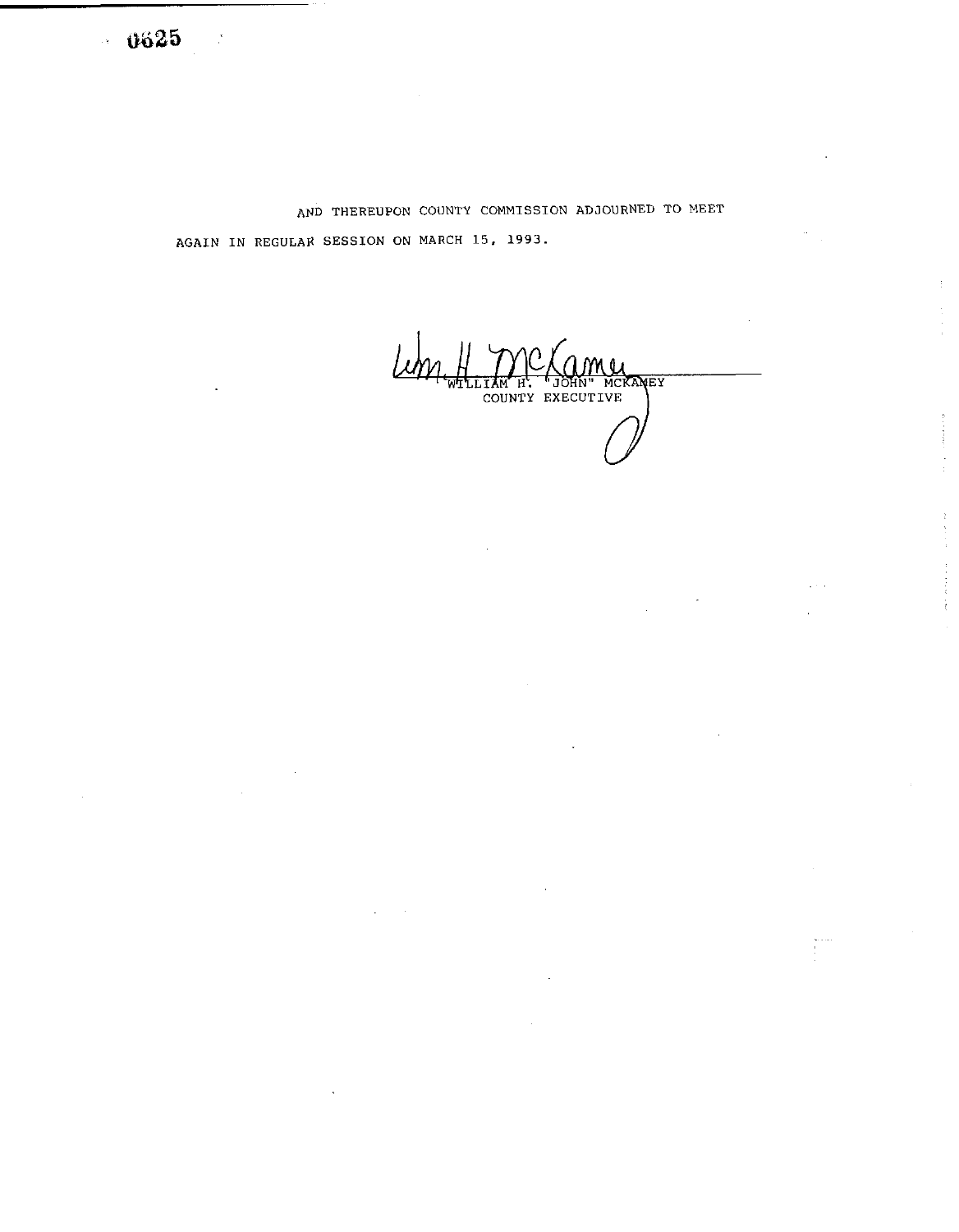AND THEREUPON COUNTY COMMISSION ADJOURNED TO MEET AGAIN IN REGULAR SESSION ON MARCH 15, 1993.

Wm. H. McKamey

WILLIAM H. "JOHN" MCKAMEY
COUNTY EXECUTIVE